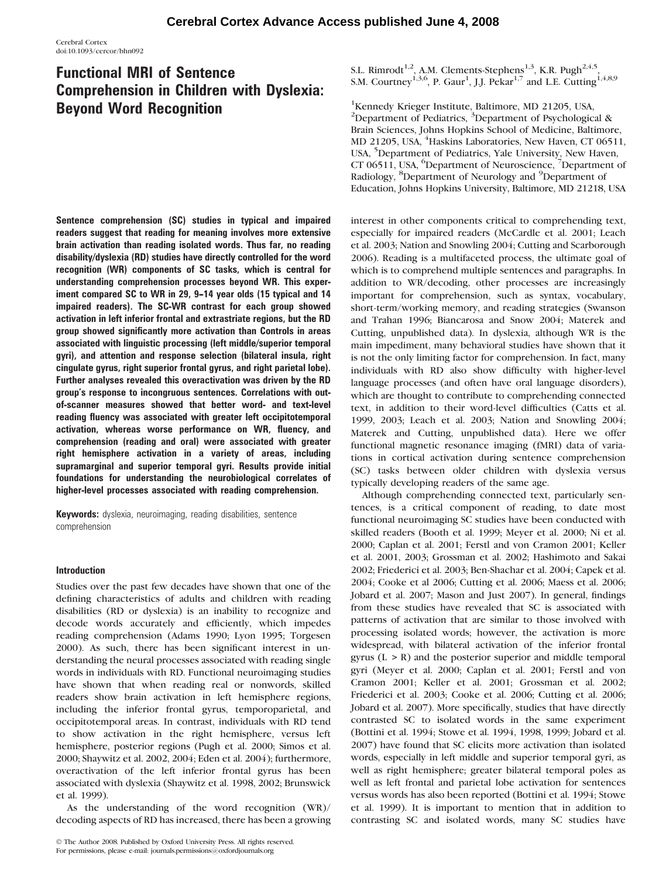# Functional MRI of Sentence Comprehension in Children with Dyslexia: Beyond Word Recognition

S.L. Rimrodt[1,2], A.M. Clements-Stephens[1,3], K.R. Pugh[2,4,5], S.M. Courtney[1,3,6], P. Gaur[1], J.J. Pekar[1,7] and L.E. Cutting[1,4,8,9]

[1]Kennedy Krieger Institute, Baltimore, MD 21205, USA, [2]Department of Pediatrics, [3]Department of Psychological & Brain Sciences, Johns Hopkins School of Medicine, Baltimore, MD 21205, USA, [4]Haskins Laboratories, New Haven, CT 06511, USA, [5]Department of Pediatrics, Yale University, New Haven, CT 06511, USA, [6]Department of Neuroscience, [7]Department of Radiology, [8]Department of Neurology and [9]Department of Education, Johns Hopkins University, Baltimore, MD 21218, USA

**Sentence comprehension (SC) studies in typical and impaired readers suggest that reading for meaning involves more extensive brain activation than reading isolated words. Thus far, no reading disability/dyslexia (RD) studies have directly controlled for the word recognition (WR) components of SC tasks, which is central for understanding comprehension processes beyond WR. This experiment compared SC to WR in 29, 9–14 year olds (15 typical and 14 impaired readers). The SC-WR contrast for each group showed activation in left inferior frontal and extrastriate regions, but the RD group showed significantly more activation than Controls in areas associated with linguistic processing (left middle/superior temporal gyri), and attention and response selection (bilateral insula, right cingulate gyrus, right superior frontal gyrus, and right parietal lobe). Further analyses revealed this overactivation was driven by the RD group's response to incongruous sentences. Correlations with out-of-scanner measures showed that better word- and text-level reading fluency was associated with greater left occipitotemporal activation, whereas worse performance on WR, fluency, and comprehension (reading and oral) were associated with greater right hemisphere activation in a variety of areas, including supramarginal and superior temporal gyri. Results provide initial foundations for understanding the neurobiological correlates of higher-level processes associated with reading comprehension.**

**Keywords:** dyslexia, neuroimaging, reading disabilities, sentence comprehension

## Introduction

Studies over the past few decades have shown that one of the defining characteristics of adults and children with reading disabilities (RD or dyslexia) is an inability to recognize and decode words accurately and efficiently, which impedes reading comprehension (Adams 1990; Lyon 1995; Torgesen 2000). As such, there has been significant interest in understanding the neural processes associated with reading single words in individuals with RD. Functional neuroimaging studies have shown that when reading real or nonwords, skilled readers show brain activation in left hemisphere regions, including the inferior frontal gyrus, temporoparietal, and occipitotemporal areas. In contrast, individuals with RD tend to show activation in the right hemisphere, versus left hemisphere, posterior regions (Pugh et al. 2000; Simos et al. 2000; Shaywitz et al. 2002, 2004; Eden et al. 2004); furthermore, overactivation of the left inferior frontal gyrus has been associated with dyslexia (Shaywitz et al. 1998, 2002; Brunswick et al. 1999).

As the understanding of the word recognition (WR)/decoding aspects of RD has increased, there has been a growing interest in other components critical to comprehending text, especially for impaired readers (McCardle et al. 2001; Leach et al. 2003; Nation and Snowling 2004; Cutting and Scarborough 2006). Reading is a multifaceted process, the ultimate goal of which is to comprehend multiple sentences and paragraphs. In addition to WR/decoding, other processes are increasingly important for comprehension, such as syntax, vocabulary, short-term/working memory, and reading strategies (Swanson and Trahan 1996; Biancarosa and Snow 2004; Materek and Cutting, unpublished data). In dyslexia, although WR is the main impediment, many behavioral studies have shown that it is not the only limiting factor for comprehension. In fact, many individuals with RD also show difficulty with higher-level language processes (and often have oral language disorders), which are thought to contribute to comprehending connected text, in addition to their word-level difficulties (Catts et al. 1999, 2003; Leach et al. 2003; Nation and Snowling 2004; Materek and Cutting, unpublished data). Here we offer functional magnetic resonance imaging (fMRI) data of variations in cortical activation during sentence comprehension (SC) tasks between older children with dyslexia versus typically developing readers of the same age.

Although comprehending connected text, particularly sentences, is a critical component of reading, to date most functional neuroimaging SC studies have been conducted with skilled readers (Booth et al. 1999; Meyer et al. 2000; Ni et al. 2000; Caplan et al. 2001; Ferstl and von Cramon 2001; Keller et al. 2001, 2003; Grossman et al. 2002; Hashimoto and Sakai 2002; Friederici et al. 2003; Ben-Shachar et al. 2004; Capek et al. 2004; Cooke et al 2006; Cutting et al. 2006; Maess et al. 2006; Jobard et al. 2007; Mason and Just 2007). In general, findings from these studies have revealed that SC is associated with patterns of activation that are similar to those involved with processing isolated words; however, the activation is more widespread, with bilateral activation of the inferior frontal gyrus (L > R) and the posterior superior and middle temporal gyri (Meyer et al. 2000; Caplan et al. 2001; Ferstl and von Cramon 2001; Keller et al. 2001; Grossman et al. 2002; Friederici et al. 2003; Cooke et al. 2006; Cutting et al. 2006; Jobard et al. 2007). More specifically, studies that have directly contrasted SC to isolated words in the same experiment (Bottini et al. 1994; Stowe et al. 1994, 1998, 1999; Jobard et al. 2007) have found that SC elicits more activation than isolated words, especially in left middle and superior temporal gyri, as well as right hemisphere; greater bilateral temporal poles as well as left frontal and parietal lobe activation for sentences versus words has also been reported (Bottini et al. 1994; Stowe et al. 1999). It is important to mention that in addition to contrasting SC and isolated words, many SC studies have

© The Author 2008. Published by Oxford University Press. All rights reserved.
For permissions, please e-mail: journals.permissions@oxfordjournals.org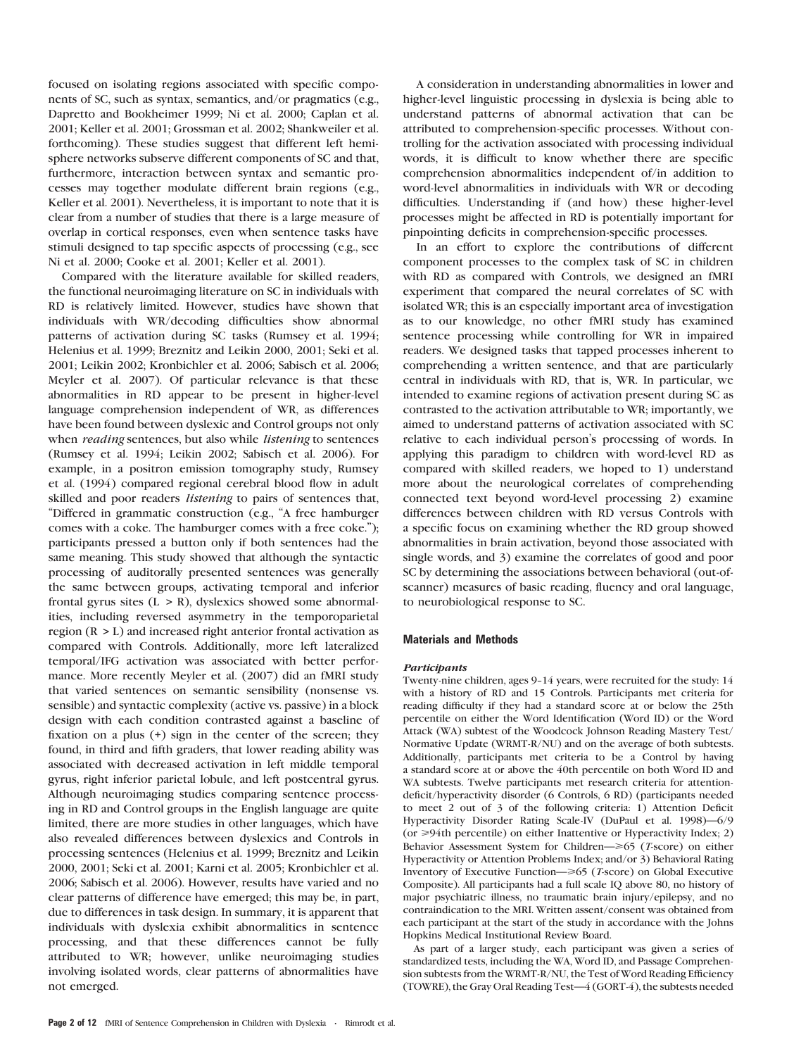focused on isolating regions associated with specific components of SC, such as syntax, semantics, and/or pragmatics (e.g., Dapretto and Bookheimer 1999; Ni et al. 2000; Caplan et al. 2001; Keller et al. 2001; Grossman et al. 2002; Shankweiler et al. forthcoming). These studies suggest that different left hemisphere networks subserve different components of SC and that, furthermore, interaction between syntax and semantic processes may together modulate different brain regions (e.g., Keller et al. 2001). Nevertheless, it is important to note that it is clear from a number of studies that there is a large measure of overlap in cortical responses, even when sentence tasks have stimuli designed to tap specific aspects of processing (e.g., see Ni et al. 2000; Cooke et al. 2001; Keller et al. 2001).

Compared with the literature available for skilled readers, the functional neuroimaging literature on SC in individuals with RD is relatively limited. However, studies have shown that individuals with WR/decoding difficulties show abnormal patterns of activation during SC tasks (Rumsey et al. 1994; Helenius et al. 1999; Breznitz and Leikin 2000, 2001; Seki et al. 2001; Leikin 2002; Kronbichler et al. 2006; Sabisch et al. 2006; Meyler et al. 2007). Of particular relevance is that these abnormalities in RD appear to be present in higher-level language comprehension independent of WR, as differences have been found between dyslexic and Control groups not only when *reading* sentences, but also while *listening* to sentences (Rumsey et al. 1994; Leikin 2002; Sabisch et al. 2006). For example, in a positron emission tomography study, Rumsey et al. (1994) compared regional cerebral blood flow in adult skilled and poor readers *listening* to pairs of sentences that, "Differed in grammatic construction (e.g., "A free hamburger comes with a coke. The hamburger comes with a free coke."); participants pressed a button only if both sentences had the same meaning. This study showed that although the syntactic processing of auditorally presented sentences was generally the same between groups, activating temporal and inferior frontal gyrus sites (L > R), dyslexics showed some abnormalities, including reversed asymmetry in the temporoparietal region (R > L) and increased right anterior frontal activation as compared with Controls. Additionally, more left lateralized temporal/IFG activation was associated with better performance. More recently Meyler et al. (2007) did an fMRI study that varied sentences on semantic sensibility (nonsense vs. sensible) and syntactic complexity (active vs. passive) in a block design with each condition contrasted against a baseline of fixation on a plus (+) sign in the center of the screen; they found, in third and fifth graders, that lower reading ability was associated with decreased activation in left middle temporal gyrus, right inferior parietal lobule, and left postcentral gyrus. Although neuroimaging studies comparing sentence processing in RD and Control groups in the English language are quite limited, there are more studies in other languages, which have also revealed differences between dyslexics and Controls in processing sentences (Helenius et al. 1999; Breznitz and Leikin 2000, 2001; Seki et al. 2001; Karni et al. 2005; Kronbichler et al. 2006; Sabisch et al. 2006). However, results have varied and no clear patterns of difference have emerged; this may be, in part, due to differences in task design. In summary, it is apparent that individuals with dyslexia exhibit abnormalities in sentence processing, and that these differences cannot be fully attributed to WR; however, unlike neuroimaging studies involving isolated words, clear patterns of abnormalities have not emerged.

A consideration in understanding abnormalities in lower and higher-level linguistic processing in dyslexia is being able to understand patterns of abnormal activation that can be attributed to comprehension-specific processes. Without controlling for the activation associated with processing individual words, it is difficult to know whether there are specific comprehension abnormalities independent of/in addition to word-level abnormalities in individuals with WR or decoding difficulties. Understanding if (and how) these higher-level processes might be affected in RD is potentially important for pinpointing deficits in comprehension-specific processes.

In an effort to explore the contributions of different component processes to the complex task of SC in children with RD as compared with Controls, we designed an fMRI experiment that compared the neural correlates of SC with isolated WR; this is an especially important area of investigation as to our knowledge, no other fMRI study has examined sentence processing while controlling for WR in impaired readers. We designed tasks that tapped processes inherent to comprehending a written sentence, and that are particularly central in individuals with RD, that is, WR. In particular, we intended to examine regions of activation present during SC as contrasted to the activation attributable to WR; importantly, we aimed to understand patterns of activation associated with SC relative to each individual person's processing of words. In applying this paradigm to children with word-level RD as compared with skilled readers, we hoped to 1) understand more about the neurological correlates of comprehending connected text beyond word-level processing 2) examine differences between children with RD versus Controls with a specific focus on examining whether the RD group showed abnormalities in brain activation, beyond those associated with single words, and 3) examine the correlates of good and poor SC by determining the associations between behavioral (out-of-scanner) measures of basic reading, fluency and oral language, to neurobiological response to SC.

## Materials and Methods

### *Participants*

Twenty-nine children, ages 9–14 years, were recruited for the study: 14 with a history of RD and 15 Controls. Participants met criteria for reading difficulty if they had a standard score at or below the 25th percentile on either the Word Identification (Word ID) or the Word Attack (WA) subtest of the Woodcock Johnson Reading Mastery Test/Normative Update (WRMT-R/NU) and on the average of both subtests. Additionally, participants met criteria to be a Control by having a standard score at or above the 40th percentile on both Word ID and WA subtests. Twelve participants met research criteria for attention-deficit/hyperactivity disorder (6 Controls, 6 RD) (participants needed to meet 2 out of 3 of the following criteria: 1) Attention Deficit Hyperactivity Disorder Rating Scale-IV (DuPaul et al. 1998)—6/9 (or ≥94th percentile) on either Inattentive or Hyperactivity Index; 2) Behavior Assessment System for Children—≥65 (*T*-score) on either Hyperactivity or Attention Problems Index; and/or 3) Behavioral Rating Inventory of Executive Function—≥65 (*T*-score) on Global Executive Composite). All participants had a full scale IQ above 80, no history of major psychiatric illness, no traumatic brain injury/epilepsy, and no contraindication to the MRI. Written assent/consent was obtained from each participant at the start of the study in accordance with the Johns Hopkins Medical Institutional Review Board.

As part of a larger study, each participant was given a series of standardized tests, including the WA, Word ID, and Passage Comprehension subtests from the WRMT-R/NU, the Test of Word Reading Efficiency (TOWRE), the Gray Oral Reading Test—4 (GORT-4), the subtests needed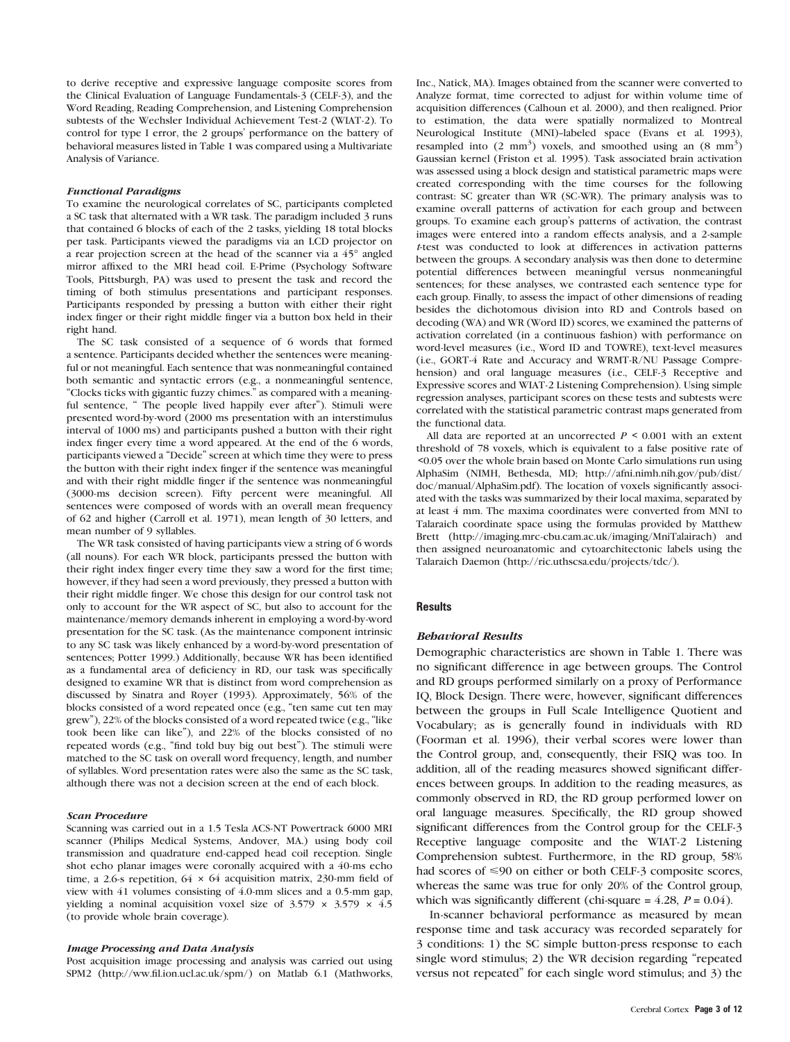to derive receptive and expressive language composite scores from the Clinical Evaluation of Language Fundamentals-3 (CELF-3), and the Word Reading, Reading Comprehension, and Listening Comprehension subtests of the Wechsler Individual Achievement Test-2 (WIAT-2). To control for type I error, the 2 groups' performance on the battery of behavioral measures listed in Table 1 was compared using a Multivariate Analysis of Variance.

### *Functional Paradigms*

To examine the neurological correlates of SC, participants completed a SC task that alternated with a WR task. The paradigm included 3 runs that contained 6 blocks of each of the 2 tasks, yielding 18 total blocks per task. Participants viewed the paradigms via an LCD projector on a rear projection screen at the head of the scanner via a 45° angled mirror affixed to the MRI head coil. E-Prime (Psychology Software Tools, Pittsburgh, PA) was used to present the task and record the timing of both stimulus presentations and participant responses. Participants responded by pressing a button with either their right index finger or their right middle finger via a button box held in their right hand.

The SC task consisted of a sequence of 6 words that formed a sentence. Participants decided whether the sentences were meaningful or not meaningful. Each sentence that was nonmeaningful contained both semantic and syntactic errors (e.g., a nonmeaningful sentence, "Clocks ticks with gigantic fuzzy chimes." as compared with a meaningful sentence, " The people lived happily ever after"). Stimuli were presented word-by-word (2000 ms presentation with an interstimulus interval of 1000 ms) and participants pushed a button with their right index finger every time a word appeared. At the end of the 6 words, participants viewed a "Decide" screen at which time they were to press the button with their right index finger if the sentence was meaningful and with their right middle finger if the sentence was nonmeaningful (3000-ms decision screen). Fifty percent were meaningful. All sentences were composed of words with an overall mean frequency of 62 and higher (Carroll et al. 1971), mean length of 30 letters, and mean number of 9 syllables.

The WR task consisted of having participants view a string of 6 words (all nouns). For each WR block, participants pressed the button with their right index finger every time they saw a word for the first time; however, if they had seen a word previously, they pressed a button with their right middle finger. We chose this design for our control task not only to account for the WR aspect of SC, but also to account for the maintenance/memory demands inherent in employing a word-by-word presentation for the SC task. (As the maintenance component intrinsic to any SC task was likely enhanced by a word-by-word presentation of sentences; Potter 1999.) Additionally, because WR has been identified as a fundamental area of deficiency in RD, our task was specifically designed to examine WR that is distinct from word comprehension as discussed by Sinatra and Royer (1993). Approximately, 56% of the blocks consisted of a word repeated once (e.g., "ten same cut ten may grew"), 22% of the blocks consisted of a word repeated twice (e.g., "like took been like can like"), and 22% of the blocks consisted of no repeated words (e.g., "find told buy big out best"). The stimuli were matched to the SC task on overall word frequency, length, and number of syllables. Word presentation rates were also the same as the SC task, although there was not a decision screen at the end of each block.

### *Scan Procedure*

Scanning was carried out in a 1.5 Tesla ACS-NT Powertrack 6000 MRI scanner (Philips Medical Systems, Andover, MA.) using body coil transmission and quadrature end-capped head coil reception. Single shot echo planar images were coronally acquired with a 40-ms echo time, a 2.6-s repetition, 64 × 64 acquisition matrix, 230-mm field of view with 41 volumes consisting of 4.0-mm slices and a 0.5-mm gap, yielding a nominal acquisition voxel size of 3.579 × 3.579 × 4.5 (to provide whole brain coverage).

### *Image Processing and Data Analysis*

Post acquisition image processing and analysis was carried out using SPM2 (http://ww.fil.ion.ucl.ac.uk/spm/) on Matlab 6.1 (Mathworks, Inc., Natick, MA). Images obtained from the scanner were converted to Analyze format, time corrected to adjust for within volume time of acquisition differences (Calhoun et al. 2000), and then realigned. Prior to estimation, the data were spatially normalized to Montreal Neurological Institute (MNI)–labeled space (Evans et al. 1993), resampled into (2 $mm^3$) voxels, and smoothed using an (8 $mm^3$) Gaussian kernel (Friston et al. 1995). Task associated brain activation was assessed using a block design and statistical parametric maps were created corresponding with the time courses for the following contrast: SC greater than WR (SC-WR). The primary analysis was to examine overall patterns of activation for each group and between groups. To examine each group's patterns of activation, the contrast images were entered into a random effects analysis, and a 2-sample *t*-test was conducted to look at differences in activation patterns between the groups. A secondary analysis was then done to determine potential differences between meaningful versus nonmeaningful sentences; for these analyses, we contrasted each sentence type for each group. Finally, to assess the impact of other dimensions of reading besides the dichotomous division into RD and Controls based on decoding (WA) and WR (Word ID) scores, we examined the patterns of activation correlated (in a continuous fashion) with performance on word-level measures (i.e., Word ID and TOWRE), text-level measures (i.e., GORT-4 Rate and Accuracy and WRMT-R/NU Passage Comprehension) and oral language measures (i.e., CELF-3 Receptive and Expressive scores and WIAT-2 Listening Comprehension). Using simple regression analyses, participant scores on these tests and subtests were correlated with the statistical parametric contrast maps generated from the functional data.

All data are reported at an uncorrected $P < 0.001$ with an extent threshold of 78 voxels, which is equivalent to a false positive rate of <0.05 over the whole brain based on Monte Carlo simulations run using AlphaSim (NIMH, Bethesda, MD; http://afni.nimh.nih.gov/pub/dist/doc/manual/AlphaSim.pdf). The location of voxels significantly associated with the tasks was summarized by their local maxima, separated by at least 4 mm. The maxima coordinates were converted from MNI to Talaraich coordinate space using the formulas provided by Matthew Brett (http://imaging.mrc-cbu.cam.ac.uk/imaging/MniTalairach) and then assigned neuroanatomic and cytoarchitectonic labels using the Talaraich Daemon (http://ric.uthscsa.edu/projects/tdc/).

## Results

### *Behavioral Results*

Demographic characteristics are shown in Table 1. There was no significant difference in age between groups. The Control and RD groups performed similarly on a proxy of Performance IQ, Block Design. There were, however, significant differences between the groups in Full Scale Intelligence Quotient and Vocabulary; as is generally found in individuals with RD (Foorman et al. 1996), their verbal scores were lower than the Control group, and, consequently, their FSIQ was too. In addition, all of the reading measures showed significant differences between groups. In addition to the reading measures, as commonly observed in RD, the RD group performed lower on oral language measures. Specifically, the RD group showed significant differences from the Control group for the CELF-3 Receptive language composite and the WIAT-2 Listening Comprehension subtest. Furthermore, in the RD group, 58% had scores of ≤90 on either or both CELF-3 composite scores, whereas the same was true for only 20% of the Control group, which was significantly different (chi-square = 4.28, $P = 0.04$).

In-scanner behavioral performance as measured by mean response time and task accuracy was recorded separately for 3 conditions: 1) the SC simple button-press response to each single word stimulus; 2) the WR decision regarding "repeated versus not repeated" for each single word stimulus; and 3) the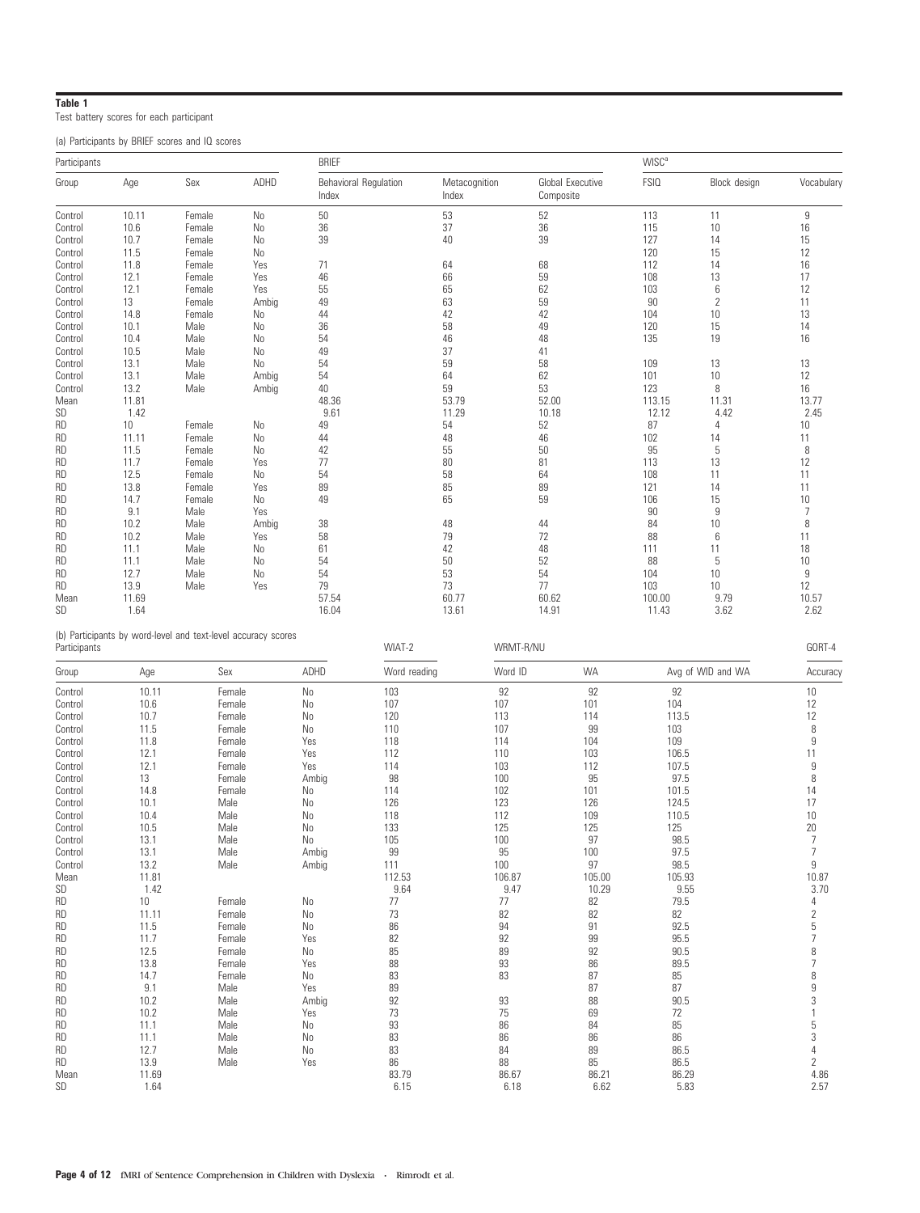**Table 1**

Test battery scores for each participant

(a) Participants by BRIEF scores and IQ scores

| Participants | | | | BRIEF | | | WISC[a] | | |
|---|---|---|---|---|---|---|---|---|---|
| Group | Age | Sex | ADHD | Behavioral Regulation Index | Metacognition Index | Global Executive Composite | FSIQ | Block design | Vocabulary |
| Control | 10.11 | Female | No | 50 | 53 | 52 | 113 | 11 | 9 |
| Control | 10.6 | Female | No | 36 | 37 | 36 | 115 | 10 | 16 |
| Control | 10.7 | Female | No | 39 | 40 | 39 | 127 | 14 | 15 |
| Control | 11.5 | Female | No | | | | 120 | 15 | 12 |
| Control | 11.8 | Female | Yes | 71 | 64 | 68 | 112 | 14 | 16 |
| Control | 12.1 | Female | Yes | 46 | 66 | 59 | 108 | 13 | 17 |
| Control | 12.1 | Female | Yes | 55 | 65 | 62 | 103 | 6 | 12 |
| Control | 13 | Female | Ambig | 49 | 63 | 59 | 90 | 2 | 11 |
| Control | 14.8 | Female | No | 44 | 42 | 42 | 104 | 10 | 13 |
| Control | 10.1 | Male | No | 36 | 58 | 49 | 120 | 15 | 14 |
| Control | 10.4 | Male | No | 54 | 46 | 48 | 135 | 19 | 16 |
| Control | 10.5 | Male | No | 49 | 37 | 41 | | | |
| Control | 13.1 | Male | No | 54 | 59 | 58 | 109 | 13 | 13 |
| Control | 13.1 | Male | Ambig | 54 | 64 | 62 | 101 | 10 | 12 |
| Control | 13.2 | Male | Ambig | 40 | 59 | 53 | 123 | 8 | 16 |
| Mean | 11.81 | | | 48.36 | 53.79 | 52.00 | 113.15 | 11.31 | 13.77 |
| SD | 1.42 | | | 9.61 | 11.29 | 10.18 | 12.12 | 4.42 | 2.45 |
| RD | 10 | Female | No | 49 | 54 | 52 | 87 | 4 | 10 |
| RD | 11.11 | Female | No | 44 | 48 | 46 | 102 | 14 | 11 |
| RD | 11.5 | Female | No | 42 | 55 | 50 | 95 | 5 | 8 |
| RD | 11.7 | Female | Yes | 77 | 80 | 81 | 113 | 13 | 12 |
| RD | 12.5 | Female | No | 54 | 58 | 64 | 108 | 11 | 11 |
| RD | 13.8 | Female | Yes | 89 | 85 | 89 | 121 | 14 | 11 |
| RD | 14.7 | Female | No | 49 | 65 | 59 | 106 | 15 | 10 |
| RD | 9.1 | Male | Yes | | | | 90 | 9 | 7 |
| RD | 10.2 | Male | Ambig | 38 | 48 | 44 | 84 | 10 | 8 |
| RD | 10.2 | Male | Yes | 58 | 79 | 72 | 88 | 6 | 11 |
| RD | 11.1 | Male | No | 61 | 42 | 48 | 111 | 11 | 18 |
| RD | 11.1 | Male | No | 54 | 50 | 52 | 88 | 5 | 10 |
| RD | 12.7 | Male | No | 54 | 53 | 54 | 104 | 10 | 9 |
| RD | 13.9 | Male | Yes | 79 | 73 | 77 | 103 | 10 | 12 |
| Mean | 11.69 | | | 57.54 | 60.77 | 60.62 | 100.00 | 9.79 | 10.57 |
| SD | 1.64 | | | 16.04 | 13.61 | 14.91 | 11.43 | 3.62 | 2.62 |

(b) Participants by word-level and text-level accuracy scores

| Participants | | | | WIAT-2 | WRMT-R/NU | | | GORT-4 |
|---|---|---|---|---|---|---|---|---|
| Group | Age | Sex | ADHD | Word reading | Word ID | WA | Avg of WID and WA | Accuracy |
| Control | 10.11 | Female | No | 103 | 92 | 92 | 92 | 10 |
| Control | 10.6 | Female | No | 107 | 107 | 101 | 104 | 12 |
| Control | 10.7 | Female | No | 120 | 113 | 114 | 113.5 | 12 |
| Control | 11.5 | Female | No | 110 | 107 | 99 | 103 | 8 |
| Control | 11.8 | Female | Yes | 118 | 114 | 104 | 109 | 9 |
| Control | 12.1 | Female | Yes | 112 | 110 | 103 | 106.5 | 11 |
| Control | 12.1 | Female | Yes | 114 | 103 | 112 | 107.5 | 9 |
| Control | 13 | Female | Ambig | 98 | 100 | 95 | 97.5 | 8 |
| Control | 14.8 | Female | No | 114 | 102 | 101 | 101.5 | 14 |
| Control | 10.1 | Male | No | 126 | 123 | 126 | 124.5 | 17 |
| Control | 10.4 | Male | No | 118 | 112 | 109 | 110.5 | 10 |
| Control | 10.5 | Male | No | 133 | 125 | 125 | 125 | 20 |
| Control | 13.1 | Male | No | 105 | 100 | 97 | 98.5 | 7 |
| Control | 13.1 | Male | Ambig | 99 | 95 | 100 | 97.5 | 7 |
| Control | 13.2 | Male | Ambig | 111 | 100 | 97 | 98.5 | 9 |
| Mean | 11.81 | | | 112.53 | 106.87 | 105.00 | 105.93 | 10.87 |
| SD | 1.42 | | | 9.64 | 9.47 | 10.29 | 9.55 | 3.70 |
| RD | 10 | Female | No | 77 | 77 | 82 | 79.5 | 4 |
| RD | 11.11 | Female | No | 73 | 82 | 82 | 82 | 2 |
| RD | 11.5 | Female | No | 86 | 94 | 91 | 92.5 | 5 |
| RD | 11.7 | Female | Yes | 82 | 92 | 99 | 95.5 | 7 |
| RD | 12.5 | Female | No | 85 | 89 | 92 | 90.5 | 8 |
| RD | 13.8 | Female | Yes | 88 | 93 | 86 | 89.5 | 7 |
| RD | 14.7 | Female | No | 83 | 83 | 87 | 85 | 8 |
| RD | 9.1 | Male | Yes | 89 | | 87 | 87 | 9 |
| RD | 10.2 | Male | Ambig | 92 | 93 | 88 | 90.5 | 3 |
| RD | 10.2 | Male | Yes | 73 | 75 | 69 | 72 | 1 |
| RD | 11.1 | Male | No | 93 | 86 | 84 | 85 | 5 |
| RD | 11.1 | Male | No | 83 | 86 | 86 | 86 | 3 |
| RD | 12.7 | Male | No | 83 | 84 | 89 | 86.5 | 4 |
| RD | 13.9 | Male | Yes | 86 | 88 | 85 | 86.5 | 2 |
| Mean | 11.69 | | | 83.79 | 86.67 | 86.21 | 86.29 | 4.86 |
| SD | 1.64 | | | 6.15 | 6.18 | 6.62 | 5.83 | 2.57 |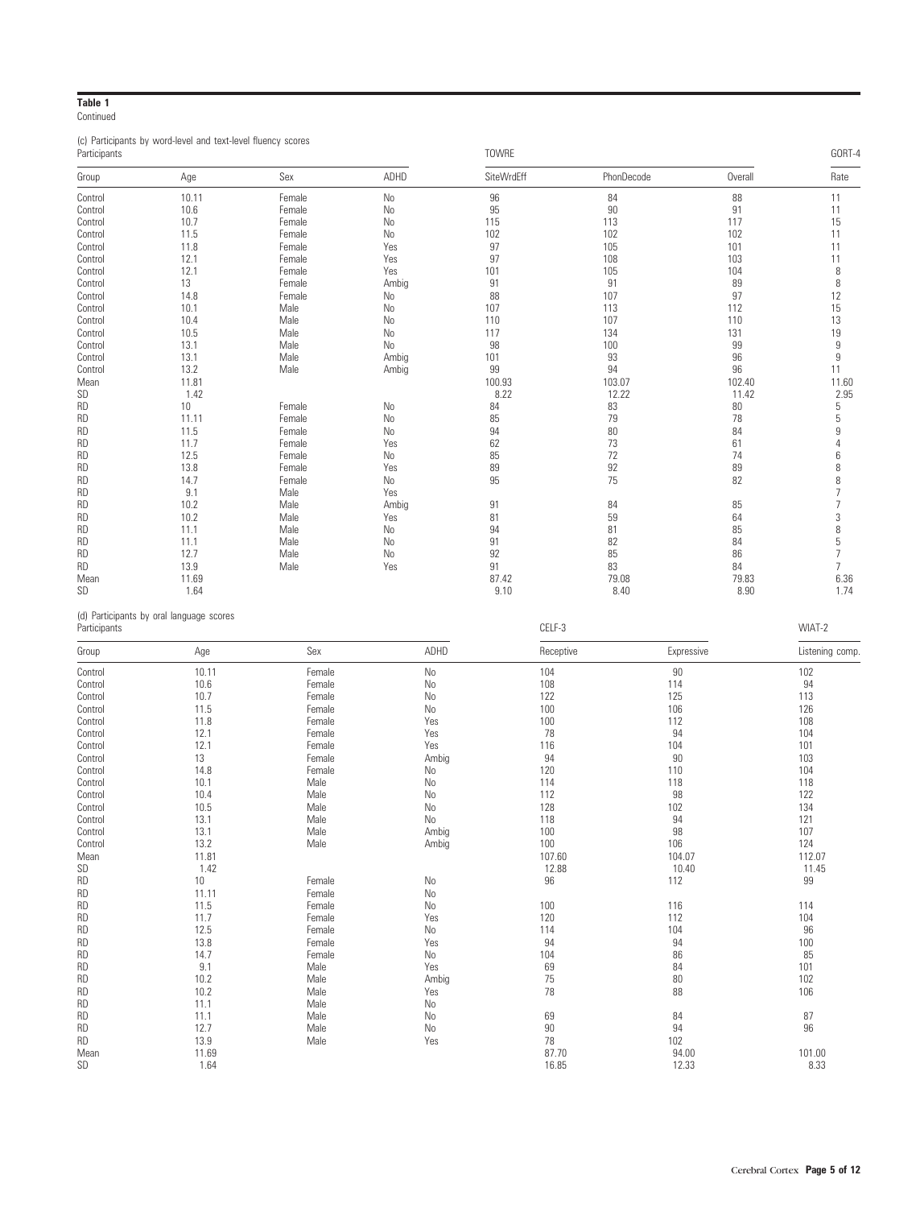**Table 1**
Continued

(c) Participants by word-level and text-level fluency scores

| Participants | | | | TOWRE | | | GORT-4 |
|---|---|---|---|---|---|---|---|
| Group | Age | Sex | ADHD | SiteWrdEff | PhonDecode | Overall | Rate |
| Control | 10.11 | Female | No | 96 | 84 | 88 | 11 |
| Control | 10.6 | Female | No | 95 | 90 | 91 | 11 |
| Control | 10.7 | Female | No | 115 | 113 | 117 | 15 |
| Control | 11.5 | Female | No | 102 | 102 | 102 | 11 |
| Control | 11.8 | Female | Yes | 97 | 105 | 101 | 11 |
| Control | 12.1 | Female | Yes | 97 | 108 | 103 | 11 |
| Control | 12.1 | Female | Yes | 101 | 105 | 104 | 8 |
| Control | 13 | Female | Ambig | 91 | 91 | 89 | 8 |
| Control | 14.8 | Female | No | 88 | 107 | 97 | 12 |
| Control | 10.1 | Male | No | 107 | 113 | 112 | 15 |
| Control | 10.4 | Male | No | 110 | 107 | 110 | 13 |
| Control | 10.5 | Male | No | 117 | 134 | 131 | 19 |
| Control | 13.1 | Male | No | 98 | 100 | 99 | 9 |
| Control | 13.1 | Male | Ambig | 101 | 93 | 96 | 9 |
| Control | 13.2 | Male | Ambig | 99 | 94 | 96 | 11 |
| Mean | 11.81 | | | 100.93 | 103.07 | 102.40 | 11.60 |
| SD | 1.42 | | | 8.22 | 12.22 | 11.42 | 2.95 |
| RD | 10 | Female | No | 84 | 83 | 80 | 5 |
| RD | 11.11 | Female | No | 85 | 79 | 78 | 5 |
| RD | 11.5 | Female | No | 94 | 80 | 84 | 9 |
| RD | 11.7 | Female | Yes | 62 | 73 | 61 | 4 |
| RD | 12.5 | Female | No | 85 | 72 | 74 | 6 |
| RD | 13.8 | Female | Yes | 89 | 92 | 89 | 8 |
| RD | 14.7 | Female | No | 95 | 75 | 82 | 8 |
| RD | 9.1 | Male | Yes | | | | 7 |
| RD | 10.2 | Male | Ambig | 91 | 84 | 85 | 7 |
| RD | 10.2 | Male | Yes | 81 | 59 | 64 | 3 |
| RD | 11.1 | Male | No | 94 | 81 | 85 | 8 |
| RD | 11.1 | Male | No | 91 | 82 | 84 | 5 |
| RD | 12.7 | Male | No | 92 | 85 | 86 | 7 |
| RD | 13.9 | Male | Yes | 91 | 83 | 84 | 7 |
| Mean | 11.69 | | | 87.42 | 79.08 | 79.83 | 6.36 |
| SD | 1.64 | | | 9.10 | 8.40 | 8.90 | 1.74 |

(d) Participants by oral language scores

| Participants | | | | CELF-3 | | WIAT-2 |
|---|---|---|---|---|---|---|
| Group | Age | Sex | ADHD | Receptive | Expressive | Listening comp. |
| Control | 10.11 | Female | No | 104 | 90 | 102 |
| Control | 10.6 | Female | No | 108 | 114 | 94 |
| Control | 10.7 | Female | No | 122 | 125 | 113 |
| Control | 11.5 | Female | No | 100 | 106 | 126 |
| Control | 11.8 | Female | Yes | 100 | 112 | 108 |
| Control | 12.1 | Female | Yes | 78 | 94 | 104 |
| Control | 12.1 | Female | Yes | 116 | 104 | 101 |
| Control | 13 | Female | Ambig | 94 | 90 | 103 |
| Control | 14.8 | Female | No | 120 | 110 | 104 |
| Control | 10.1 | Male | No | 114 | 118 | 118 |
| Control | 10.4 | Male | No | 112 | 98 | 122 |
| Control | 10.5 | Male | No | 128 | 102 | 134 |
| Control | 13.1 | Male | No | 118 | 94 | 121 |
| Control | 13.1 | Male | Ambig | 100 | 98 | 107 |
| Control | 13.2 | Male | Ambig | 100 | 106 | 124 |
| Mean | 11.81 | | | 107.60 | 104.07 | 112.07 |
| SD | 1.42 | | | 12.88 | 10.40 | 11.45 |
| RD | 10 | Female | No | 96 | 112 | 99 |
| RD | 11.11 | Female | No | | | |
| RD | 11.5 | Female | No | 100 | 116 | 114 |
| RD | 11.7 | Female | Yes | 120 | 112 | 104 |
| RD | 12.5 | Female | No | 114 | 104 | 96 |
| RD | 13.8 | Female | Yes | 94 | 94 | 100 |
| RD | 14.7 | Female | No | 104 | 86 | 85 |
| RD | 9.1 | Male | Yes | 69 | 84 | 101 |
| RD | 10.2 | Male | Ambig | 75 | 80 | 102 |
| RD | 10.2 | Male | Yes | 78 | 88 | 106 |
| RD | 11.1 | Male | No | | | |
| RD | 11.1 | Male | No | 69 | 84 | 87 |
| RD | 12.7 | Male | No | 90 | 94 | 96 |
| RD | 13.9 | Male | Yes | 78 | 102 | |
| Mean | 11.69 | | | 87.70 | 94.00 | 101.00 |
| SD | 1.64 | | | 16.85 | 12.33 | 8.33 |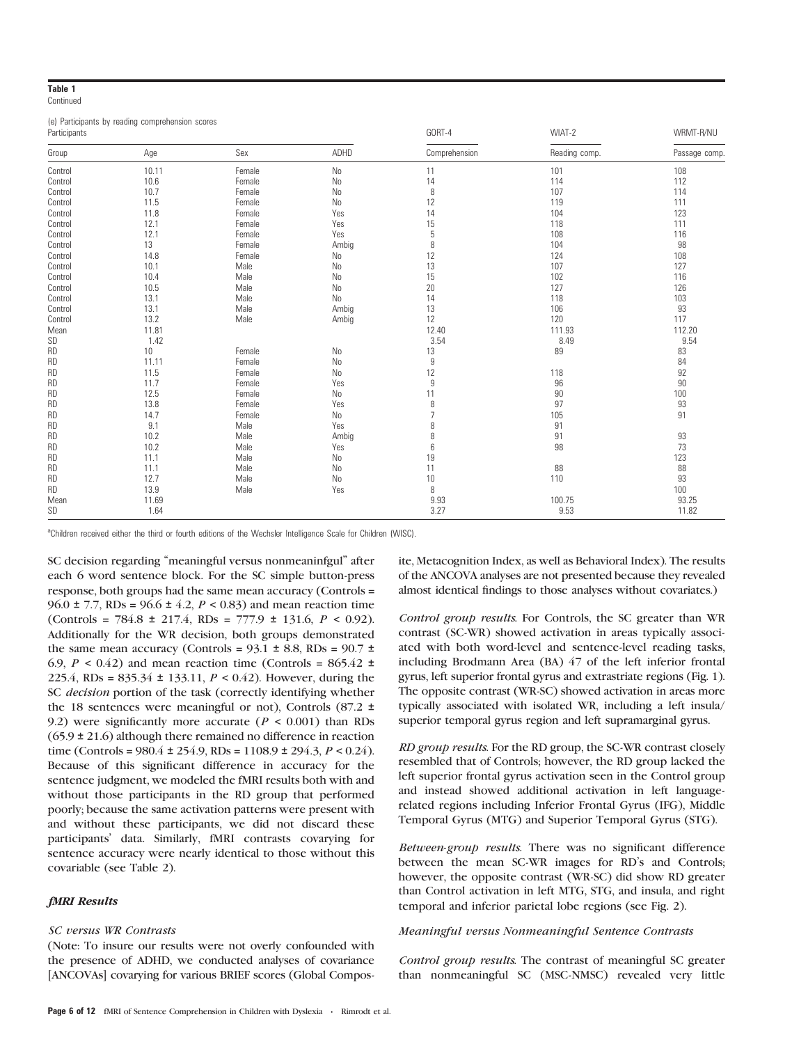**Table 1**
Continued

(e) Participants by reading comprehension scores

| Participants | | | | GORT-4 | WIAT-2 | WRMT-R/NU |
|---|---|---|---|---|---|---|
| Group | Age | Sex | ADHD | Comprehension | Reading comp. | Passage comp. |
| Control | 10.11 | Female | No | 11 | 101 | 108 |
| Control | 10.6 | Female | No | 14 | 114 | 112 |
| Control | 10.7 | Female | No | 8 | 107 | 114 |
| Control | 11.5 | Female | No | 12 | 119 | 111 |
| Control | 11.8 | Female | Yes | 14 | 104 | 123 |
| Control | 12.1 | Female | Yes | 15 | 118 | 111 |
| Control | 12.1 | Female | Yes | 5 | 108 | 116 |
| Control | 13 | Female | Ambig | 8 | 104 | 98 |
| Control | 14.8 | Female | No | 12 | 124 | 108 |
| Control | 10.1 | Male | No | 13 | 107 | 127 |
| Control | 10.4 | Male | No | 15 | 102 | 116 |
| Control | 10.5 | Male | No | 20 | 127 | 126 |
| Control | 13.1 | Male | No | 14 | 118 | 103 |
| Control | 13.1 | Male | Ambig | 13 | 106 | 93 |
| Control | 13.2 | Male | Ambig | 12 | 120 | 117 |
| Mean | 11.81 | | | 12.40 | 111.93 | 112.20 |
| SD | 1.42 | | | 3.54 | 8.49 | 9.54 |
| RD | 10 | Female | No | 13 | 89 | 83 |
| RD | 11.11 | Female | No | 9 | | 84 |
| RD | 11.5 | Female | No | 12 | 118 | 92 |
| RD | 11.7 | Female | Yes | 9 | 96 | 90 |
| RD | 12.5 | Female | No | 11 | 90 | 100 |
| RD | 13.8 | Female | Yes | 8 | 97 | 93 |
| RD | 14.7 | Female | No | 7 | 105 | 91 |
| RD | 9.1 | Male | Yes | 8 | 91 | |
| RD | 10.2 | Male | Ambig | 8 | 91 | 93 |
| RD | 10.2 | Male | Yes | 6 | 98 | 73 |
| RD | 11.1 | Male | No | 19 | | 123 |
| RD | 11.1 | Male | No | 11 | 88 | 88 |
| RD | 12.7 | Male | No | 10 | 110 | 93 |
| RD | 13.9 | Male | Yes | 8 | | 100 |
| Mean | 11.69 | | | 9.93 | 100.75 | 93.25 |
| SD | 1.64 | | | 3.27 | 9.53 | 11.82 |

[a]Children received either the third or fourth editions of the Wechsler Intelligence Scale for Children (WISC).

SC decision regarding "meaningful versus nonmeaninfgul" after each 6 word sentence block. For the SC simple button-press response, both groups had the same mean accuracy (Controls = 96.0 ± 7.7, RDs = 96.6 ± 4.2, $P < 0.83$) and mean reaction time (Controls = 784.8 ± 217.4, RDs = 777.9 ± 131.6, $P < 0.92$). Additionally for the WR decision, both groups demonstrated the same mean accuracy (Controls = 93.1 ± 8.8, RDs = 90.7 ± 6.9, $P < 0.42$) and mean reaction time (Controls = 865.42 ± 225.4, RDs = 835.34 ± 133.11, $P < 0.42$). However, during the SC *decision* portion of the task (correctly identifying whether the 18 sentences were meaningful or not), Controls (87.2 ± 9.2) were significantly more accurate ($P < 0.001$) than RDs (65.9 ± 21.6) although there remained no difference in reaction time (Controls = 980.4 ± 254.9, RDs = 1108.9 ± 294.3, $P < 0.24$). Because of this significant difference in accuracy for the sentence judgment, we modeled the fMRI results both with and without those participants in the RD group that performed poorly; because the same activation patterns were present with and without these participants, we did not discard these participants' data. Similarly, fMRI contrasts covarying for sentence accuracy were nearly identical to those without this covariable (see Table 2).

### *fMRI Results*

#### *SC versus WR Contrasts*

(Note: To insure our results were not overly confounded with the presence of ADHD, we conducted analyses of covariance [ANCOVAs] covarying for various BRIEF scores (Global Composite, Metacognition Index, as well as Behavioral Index). The results of the ANCOVA analyses are not presented because they revealed almost identical findings to those analyses without covariates.)

*Control group results.* For Controls, the SC greater than WR contrast (SC-WR) showed activation in areas typically associated with both word-level and sentence-level reading tasks, including Brodmann Area (BA) 47 of the left inferior frontal gyrus, left superior frontal gyrus and extrastriate regions (Fig. 1). The opposite contrast (WR-SC) showed activation in areas more typically associated with isolated WR, including a left insula/superior temporal gyrus region and left supramarginal gyrus.

*RD group results.* For the RD group, the SC-WR contrast closely resembled that of Controls; however, the RD group lacked the left superior frontal gyrus activation seen in the Control group and instead showed additional activation in left language-related regions including Inferior Frontal Gyrus (IFG), Middle Temporal Gyrus (MTG) and Superior Temporal Gyrus (STG).

*Between-group results.* There was no significant difference between the mean SC-WR images for RD's and Controls; however, the opposite contrast (WR-SC) did show RD greater than Control activation in left MTG, STG, and insula, and right temporal and inferior parietal lobe regions (see Fig. 2).

#### *Meaningful versus Nonmeaningful Sentence Contrasts*

*Control group results.* The contrast of meaningful SC greater than nonmeaningful SC (MSC-NMSC) revealed very little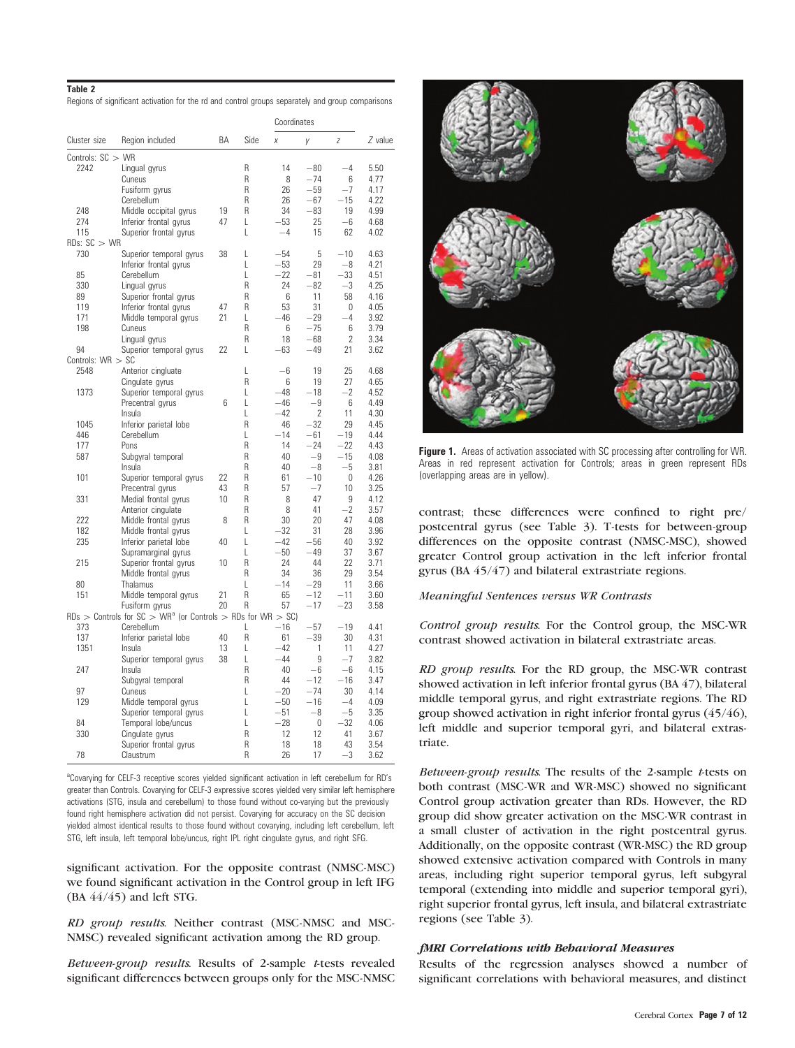**Table 2**

Regions of significant activation for the rd and control groups separately and group comparisons

| Cluster size | Region included | BA | Side | x | y | z | Z value |
|---|---|---|---|---|---|---|---|
| Controls: SC > WR | | | | | | | |
| 2242 | Lingual gyrus | | R | 14 | −80 | −4 | 5.50 |
| | Cuneus | | R | 8 | −74 | 6 | 4.77 |
| | Fusiform gyrus | | R | 26 | −59 | −7 | 4.17 |
| | Cerebellum | | R | 26 | −67 | −15 | 4.22 |
| 248 | Middle occipital gyrus | 19 | R | 34 | −83 | 19 | 4.99 |
| 274 | Inferior frontal gyrus | 47 | L | −53 | 25 | −6 | 4.68 |
| 115 | Superior frontal gyrus | | L | −4 | 15 | 62 | 4.02 |
| RDs: SC > WR | | | | | | | |
| 730 | Superior temporal gyrus | 38 | L | −54 | 5 | −10 | 4.63 |
| | Inferior frontal gyrus | | L | −53 | 29 | −8 | 4.21 |
| 85 | Cerebellum | | L | −22 | −81 | −33 | 4.51 |
| 330 | Lingual gyrus | | R | 24 | −82 | −3 | 4.25 |
| 89 | Superior frontal gyrus | | R | 6 | 11 | 58 | 4.16 |
| 119 | Inferior frontal gyrus | 47 | R | 53 | 31 | 0 | 4.05 |
| 171 | Middle temporal gyrus | 21 | L | −46 | −29 | −4 | 3.92 |
| 198 | Cuneus | | R | 6 | −75 | 6 | 3.79 |
| | Lingual gyrus | | R | 18 | −68 | 2 | 3.34 |
| 94 | Superior temporal gyrus | 22 | L | −63 | −49 | 21 | 3.62 |
| Controls: WR > SC | | | | | | | |
| 2548 | Anterior cingulate | | L | −6 | 19 | 25 | 4.68 |
| | Cingulate gyrus | | R | 6 | 19 | 27 | 4.65 |
| 1373 | Superior temporal gyrus | | L | −48 | −18 | −2 | 4.52 |
| | Precentral gyrus | 6 | L | −46 | −9 | 6 | 4.49 |
| | Insula | | L | −42 | 2 | 11 | 4.30 |
| 1045 | Inferior parietal lobe | | R | 46 | −32 | 29 | 4.45 |
| 446 | Cerebellum | | L | −14 | −61 | −19 | 4.44 |
| 177 | Pons | | R | 14 | −24 | −22 | 4.43 |
| 587 | Subgyral temporal | | R | 40 | −9 | −15 | 4.08 |
| | Insula | | R | 40 | −8 | −5 | 3.81 |
| 101 | Superior temporal gyrus | 22 | R | 61 | −10 | 0 | 4.26 |
| | Precentral gyrus | 43 | R | 57 | −7 | 10 | 3.25 |
| 331 | Medial frontal gyrus | 10 | R | 8 | 47 | 9 | 4.12 |
| | Anterior cingulate | | R | 8 | 41 | −2 | 3.57 |
| 222 | Middle frontal gyrus | 8 | R | 30 | 20 | 47 | 4.08 |
| 182 | Middle frontal gyrus | | L | −32 | 31 | 28 | 3.96 |
| 235 | Inferior parietal lobe | 40 | L | −42 | −56 | 40 | 3.92 |
| | Supramarginal gyrus | | L | −50 | −49 | 37 | 3.67 |
| 215 | Superior frontal gyrus | 10 | R | 24 | 44 | 22 | 3.71 |
| | Middle frontal gyrus | | R | 34 | 36 | 29 | 3.54 |
| 80 | Thalamus | | L | −14 | −29 | 11 | 3.66 |
| 151 | Middle temporal gyrus | 21 | R | 65 | −12 | −11 | 3.60 |
| | Fusiform gyrus | 20 | R | 57 | −17 | −23 | 3.58 |
| RDs > Controls for SC > WR[a] (or Controls > RDs for WR > SC) | | | | | | | |
| 373 | Cerebellum | | L | −16 | −57 | −19 | 4.41 |
| 137 | Inferior parietal lobe | 40 | R | 61 | −39 | 30 | 4.31 |
| 1351 | Insula | 13 | L | −42 | 1 | 11 | 4.27 |
| | Superior temporal gyrus | 38 | L | −44 | 9 | −7 | 3.82 |
| 247 | Insula | | R | 40 | −6 | −6 | 4.15 |
| | Subgyral temporal | | R | 44 | −12 | −16 | 3.47 |
| 97 | Cuneus | | L | −20 | −74 | 30 | 4.14 |
| 129 | Middle temporal gyrus | | L | −50 | −16 | −4 | 4.09 |
| | Superior temporal gyrus | | L | −51 | −8 | −5 | 3.35 |
| 84 | Temporal lobe/uncus | | L | −28 | 0 | −32 | 4.06 |
| 330 | Cingulate gyrus | | R | 12 | 12 | 41 | 3.67 |
| | Superior frontal gyrus | | R | 18 | 18 | 43 | 3.54 |
| 78 | Claustrum | | R | 26 | 17 | −3 | 3.62 |

[a]Covarying for CELF-3 receptive scores yielded significant activation in left cerebellum for RD's greater than Controls. Covarying for CELF-3 expressive scores yielded very similar left hemisphere activations (STG, insula and cerebellum) to those found without co-varying but the previously found right hemisphere activation did not persist. Covarying for accuracy on the SC decision yielded almost identical results to those found without covarying, including left cerebellum, left STG, left insula, left temporal lobe/uncus, right IPL right cingulate gyrus, and right SFG.

significant activation. For the opposite contrast (NMSC-MSC) we found significant activation in the Control group in left IFG (BA 44/45) and left STG.

*RD group results.* Neither contrast (MSC-NMSC and MSC-NMSC) revealed significant activation among the RD group.

*Between-group results.* Results of 2-sample *t*-tests revealed significant differences between groups only for the MSC-NMSC contrast; these differences were confined to right pre/postcentral gyrus (see Table 3). T-tests for between-group differences on the opposite contrast (NMSC-MSC), showed greater Control group activation in the left inferior frontal gyrus (BA 45/47) and bilateral extrastriate regions.

**Figure 1.** Areas of activation associated with SC processing after controlling for WR. Areas in red represent activation for Controls; areas in green represent RDs (overlapping areas are in yellow).

### *Meaningful Sentences versus WR Contrasts*

*Control group results.* For the Control group, the MSC-WR contrast showed activation in bilateral extrastriate areas.

*RD group results.* For the RD group, the MSC-WR contrast showed activation in left inferior frontal gyrus (BA 47), bilateral middle temporal gyrus, and right extrastriate regions. The RD group showed activation in right inferior frontal gyrus (45/46), left middle and superior temporal gyri, and bilateral extrastriate.

*Between-group results.* The results of the 2-sample *t*-tests on both contrast (MSC-WR and WR-MSC) showed no significant Control group activation greater than RDs. However, the RD group did show greater activation on the MSC-WR contrast in a small cluster of activation in the right postcentral gyrus. Additionally, on the opposite contrast (WR-MSC) the RD group showed extensive activation compared with Controls in many areas, including right superior temporal gyrus, left subgyral temporal (extending into middle and superior temporal gyri), right superior frontal gyrus, left insula, and bilateral extrastriate regions (see Table 3).

### *fMRI Correlations with Behavioral Measures*

Results of the regression analyses showed a number of significant correlations with behavioral measures, and distinct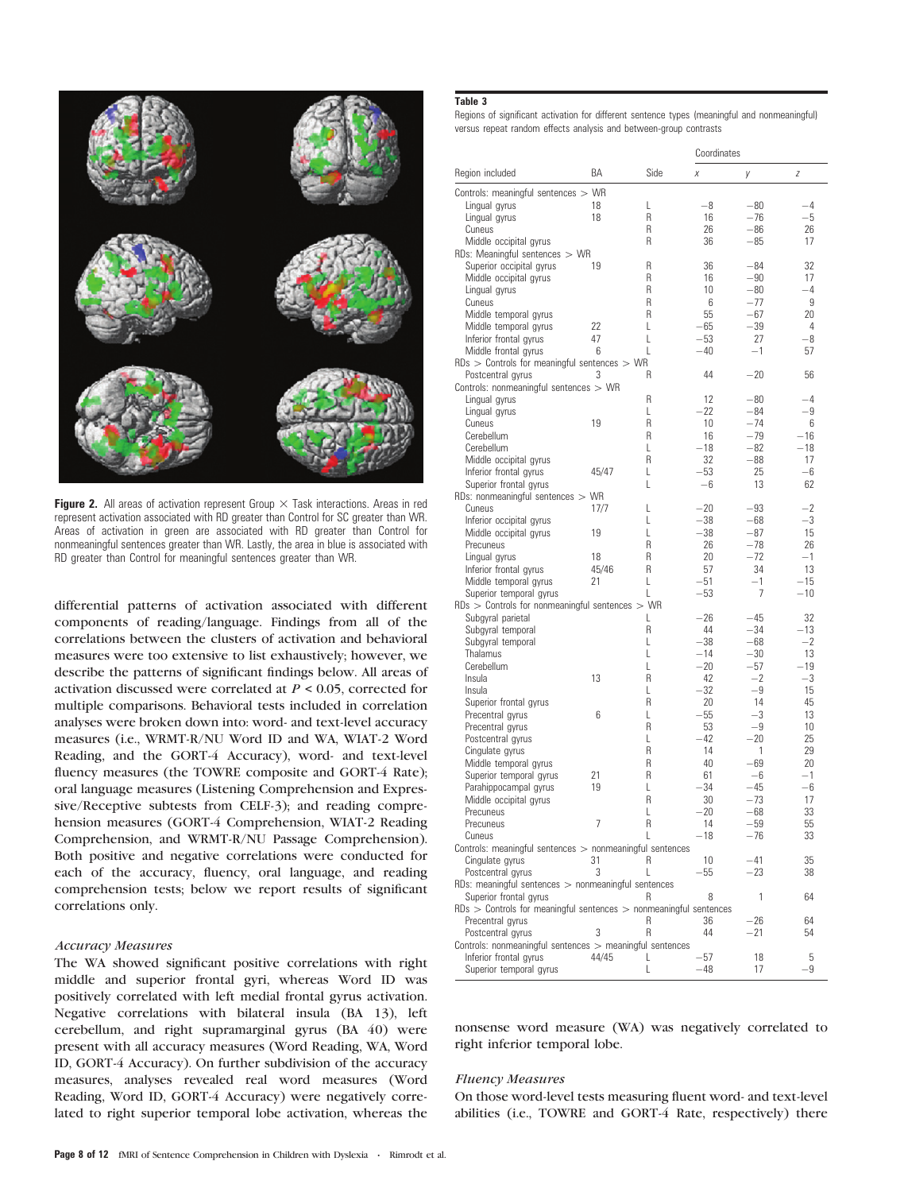Figure 2. All areas of activation represent Group × Task interactions. Areas in red represent activation associated with RD greater than Control for SC greater than WR. Areas of activation in green are associated with RD greater than Control for nonmeaningful sentences greater than WR. Lastly, the area in blue is associated with RD greater than Control for meaningful sentences greater than WR.

differential patterns of activation associated with different components of reading/language. Findings from all of the correlations between the clusters of activation and behavioral measures were too extensive to list exhaustively; however, we describe the patterns of significant findings below. All areas of activation discussed were correlated at $P < 0.05$, corrected for multiple comparisons. Behavioral tests included in correlation analyses were broken down into: word- and text-level accuracy measures (i.e., WRMT-R/NU Word ID and WA, WIAT-2 Word Reading, and the GORT-4 Accuracy), word- and text-level fluency measures (the TOWRE composite and GORT-4 Rate); oral language measures (Listening Comprehension and Expressive/Receptive subtests from CELF-3); and reading comprehension measures (GORT-4 Comprehension, WIAT-2 Reading Comprehension, and WRMT-R/NU Passage Comprehension). Both positive and negative correlations were conducted for each of the accuracy, fluency, oral language, and reading comprehension tests; below we report results of significant correlations only.

*Accuracy Measures*

The WA showed significant positive correlations with right middle and superior frontal gyri, whereas Word ID was positively correlated with left medial frontal gyrus activation. Negative correlations with bilateral insula (BA 13), left cerebellum, and right supramarginal gyrus (BA 40) were present with all accuracy measures (Word Reading, WA, Word ID, GORT-4 Accuracy). On further subdivision of the accuracy measures, analyses revealed real word measures (Word Reading, Word ID, GORT-4 Accuracy) were negatively correlated to right superior temporal lobe activation, whereas the nonsense word measure (WA) was negatively correlated to right inferior temporal lobe.

*Fluency Measures*

On those word-level tests measuring fluent word- and text-level abilities (i.e., TOWRE and GORT-4 Rate, respectively) there

**Table 3**

Regions of significant activation for different sentence types (meaningful and nonmeaningful) versus repeat random effects analysis and between-group contrasts

| Region included | BA | Side | Coordinates x | y | z |
|---|---|---|---|---|---|
| Controls: meaningful sentences > WR | | | | | |
| Lingual gyrus | 18 | L | −8 | −80 | −4 |
| Lingual gyrus | 18 | R | 16 | −76 | −5 |
| Cuneus | | R | 26 | −86 | 26 |
| Middle occipital gyrus | | R | 36 | −85 | 17 |
| RDs: Meaningful sentences > WR | | | | | |
| Superior occipital gyrus | 19 | R | 36 | −84 | 32 |
| Middle occipital gyrus | | R | 16 | −90 | 17 |
| Lingual gyrus | | R | 10 | −80 | −4 |
| Cuneus | | R | 6 | −77 | 9 |
| Middle temporal gyrus | | R | 55 | −67 | 20 |
| Middle temporal gyrus | 22 | L | −65 | −39 | 4 |
| Inferior frontal gyrus | 47 | L | −53 | 27 | −8 |
| Middle frontal gyrus | 6 | L | −40 | −1 | 57 |
| RDs > Controls for meaningful sentences > WR | | | | | |
| Postcentral gyrus | 3 | R | 44 | −20 | 56 |
| Controls: nonmeaningful sentences > WR | | | | | |
| Lingual gyrus | | R | 12 | −80 | −4 |
| Lingual gyrus | | L | −22 | −84 | −9 |
| Cuneus | 19 | R | 10 | −74 | 6 |
| Cerebellum | | R | 16 | −79 | −16 |
| Cerebellum | | L | −18 | −82 | −18 |
| Middle occipital gyrus | | R | 32 | −88 | 17 |
| Inferior frontal gyrus | 45/47 | L | −53 | 25 | −6 |
| Superior frontal gyrus | | L | −6 | 13 | 62 |
| RDs: nonmeaningful sentences > WR | | | | | |
| Cuneus | 17/7 | L | −20 | −93 | −2 |
| Inferior occipital gyrus | | L | −38 | −68 | −3 |
| Middle occipital gyrus | 19 | L | −38 | −87 | 15 |
| Precuneus | | R | 26 | −78 | 26 |
| Lingual gyrus | 18 | R | 20 | −72 | −1 |
| Inferior frontal gyrus | 45/46 | R | 57 | 34 | 13 |
| Middle temporal gyrus | 21 | L | −51 | −1 | −15 |
| Superior temporal gyrus | | L | −53 | 7 | −10 |
| RDs > Controls for nonmeaningful sentences > WR | | | | | |
| Subgyral parietal | | L | −26 | −45 | 32 |
| Subgyral temporal | | R | 44 | −34 | −13 |
| Subgyral temporal | | L | −38 | −68 | −2 |
| Thalamus | | L | −14 | −30 | 13 |
| Cerebellum | | L | −20 | −57 | −19 |
| Insula | 13 | R | 42 | −2 | −3 |
| Insula | | L | −32 | −9 | 15 |
| Superior frontal gyrus | | R | 20 | 14 | 45 |
| Precentral gyrus | 6 | L | −55 | −3 | 13 |
| Precentral gyrus | | R | 53 | −9 | 10 |
| Postcentral gyrus | | L | −42 | −20 | 25 |
| Cingulate gyrus | | R | 14 | 1 | 29 |
| Middle temporal gyrus | | R | 40 | −69 | 20 |
| Superior temporal gyrus | 21 | R | 61 | −6 | −1 |
| Parahippocampal gyrus | 19 | L | −34 | −45 | −6 |
| Middle occipital gyrus | | R | 30 | −73 | 17 |
| Precuneus | | L | −20 | −68 | 33 |
| Precuneus | 7 | R | 14 | −59 | 55 |
| Cuneus | | L | −18 | −76 | 33 |
| Controls: meaningful sentences > nonmeaningful sentences | | | | | |
| Cingulate gyrus | 31 | R | 10 | −41 | 35 |
| Postcentral gyrus | 3 | L | −55 | −23 | 38 |
| RDs: meaningful sentences > nonmeaningful sentences | | | | | |
| Superior frontal gyrus | | R | 8 | 1 | 64 |
| RDs > Controls for meaningful sentences > nonmeaningful sentences | | | | | |
| Precentral gyrus | | R | 36 | −26 | 64 |
| Postcentral gyrus | 3 | R | 44 | −21 | 54 |
| Controls: nonmeaningful sentences > meaningful sentences | | | | | |
| Inferior frontal gyrus | 44/45 | L | −57 | 18 | 5 |
| Superior temporal gyrus | | L | −48 | 17 | −9 |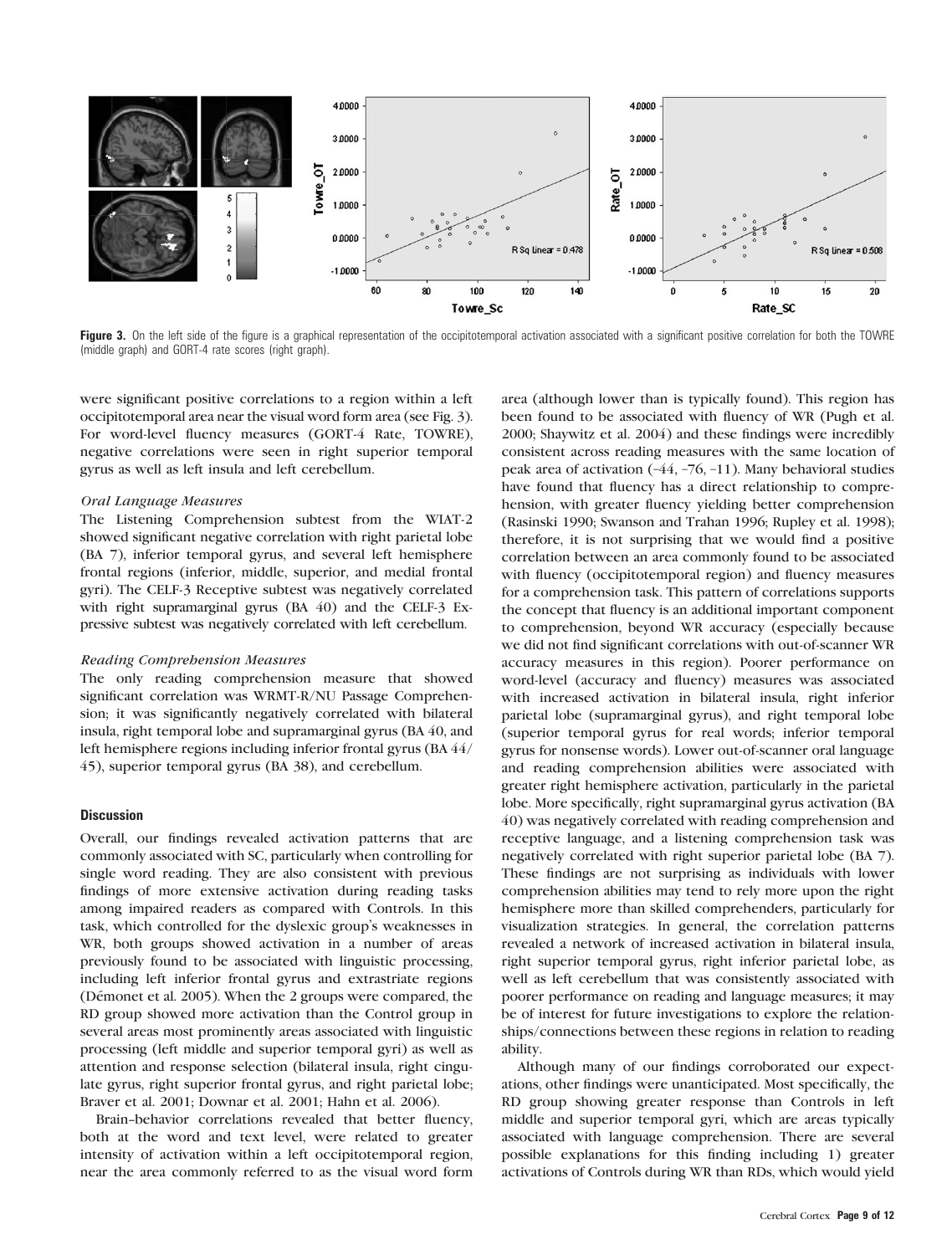**Figure 3.** On the left side of the figure is a graphical representation of the occipitotemporal activation associated with a significant positive correlation for both the TOWRE (middle graph) and GORT-4 rate scores (right graph).

were significant positive correlations to a region within a left occipitotemporal area near the visual word form area (see Fig. 3). For word-level fluency measures (GORT-4 Rate, TOWRE), negative correlations were seen in right superior temporal gyrus as well as left insula and left cerebellum.

*Oral Language Measures*

The Listening Comprehension subtest from the WIAT-2 showed significant negative correlation with right parietal lobe (BA 7), inferior temporal gyrus, and several left hemisphere frontal regions (inferior, middle, superior, and medial frontal gyri). The CELF-3 Receptive subtest was negatively correlated with right supramarginal gyrus (BA 40) and the CELF-3 Expressive subtest was negatively correlated with left cerebellum.

*Reading Comprehension Measures*

The only reading comprehension measure that showed significant correlation was WRMT-R/NU Passage Comprehension; it was significantly negatively correlated with bilateral insula, right temporal lobe and supramarginal gyrus (BA 40, and left hemisphere regions including inferior frontal gyrus (BA 44/45), superior temporal gyrus (BA 38), and cerebellum.

## Discussion

Overall, our findings revealed activation patterns that are commonly associated with SC, particularly when controlling for single word reading. They are also consistent with previous findings of more extensive activation during reading tasks among impaired readers as compared with Controls. In this task, which controlled for the dyslexic group's weaknesses in WR, both groups showed activation in a number of areas previously found to be associated with linguistic processing, including left inferior frontal gyrus and extrastriate regions (Démonet et al. 2005). When the 2 groups were compared, the RD group showed more activation than the Control group in several areas most prominently areas associated with linguistic processing (left middle and superior temporal gyri) as well as attention and response selection (bilateral insula, right cingulate gyrus, right superior frontal gyrus, and right parietal lobe; Braver et al. 2001; Downar et al. 2001; Hahn et al. 2006).

Brain–behavior correlations revealed that better fluency, both at the word and text level, were related to greater intensity of activation within a left occipitotemporal region, near the area commonly referred to as the visual word form area (although lower than is typically found). This region has been found to be associated with fluency of WR (Pugh et al. 2000; Shaywitz et al. 2004) and these findings were incredibly consistent across reading measures with the same location of peak area of activation (–44, –76, –11). Many behavioral studies have found that fluency has a direct relationship to comprehension, with greater fluency yielding better comprehension (Rasinski 1990; Swanson and Trahan 1996; Rupley et al. 1998); therefore, it is not surprising that we would find a positive correlation between an area commonly found to be associated with fluency (occipitotemporal region) and fluency measures for a comprehension task. This pattern of correlations supports the concept that fluency is an additional important component to comprehension, beyond WR accuracy (especially because we did not find significant correlations with out-of-scanner WR accuracy measures in this region). Poorer performance on word-level (accuracy and fluency) measures was associated with increased activation in bilateral insula, right inferior parietal lobe (supramarginal gyrus), and right temporal lobe (superior temporal gyrus for real words; inferior temporal gyrus for nonsense words). Lower out-of-scanner oral language and reading comprehension abilities were associated with greater right hemisphere activation, particularly in the parietal lobe. More specifically, right supramarginal gyrus activation (BA 40) was negatively correlated with reading comprehension and receptive language, and a listening comprehension task was negatively correlated with right superior parietal lobe (BA 7). These findings are not surprising as individuals with lower comprehension abilities may tend to rely more upon the right hemisphere more than skilled comprehenders, particularly for visualization strategies. In general, the correlation patterns revealed a network of increased activation in bilateral insula, right superior temporal gyrus, right inferior parietal lobe, as well as left cerebellum that was consistently associated with poorer performance on reading and language measures; it may be of interest for future investigations to explore the relationships/connections between these regions in relation to reading ability.

Although many of our findings corroborated our expectations, other findings were unanticipated. Most specifically, the RD group showing greater response than Controls in left middle and superior temporal gyri, which are areas typically associated with language comprehension. There are several possible explanations for this finding including 1) greater activations of Controls during WR than RDs, which would yield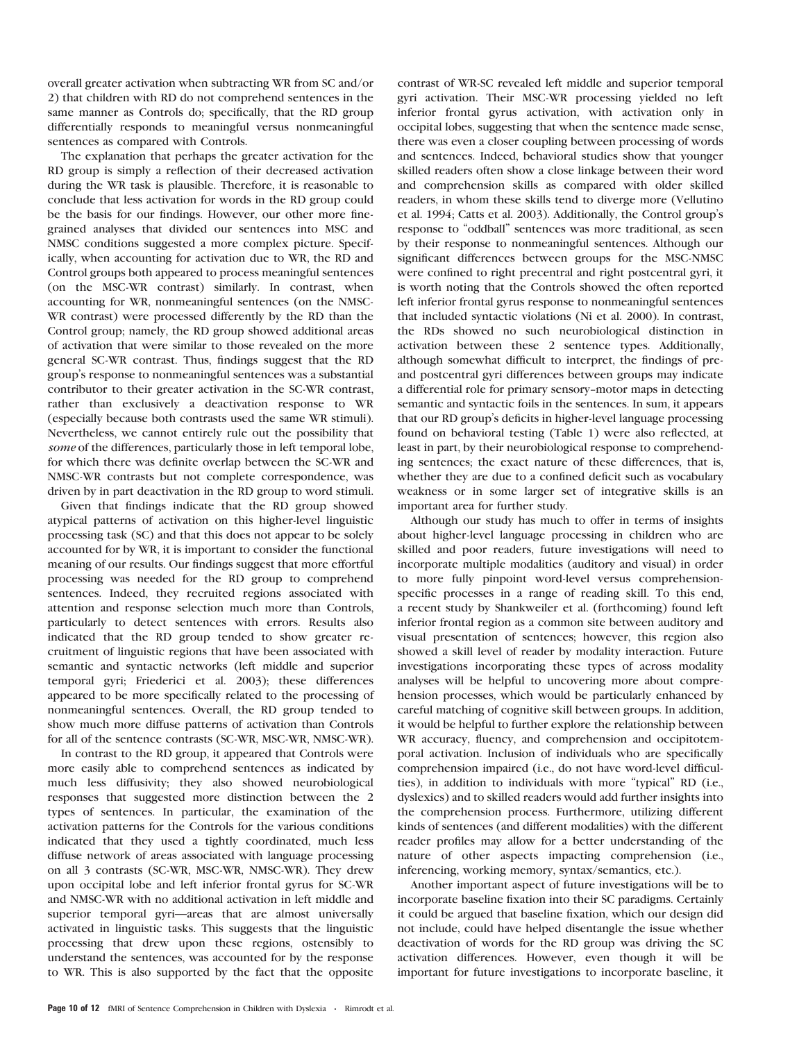overall greater activation when subtracting WR from SC and/or 2) that children with RD do not comprehend sentences in the same manner as Controls do; specifically, that the RD group differentially responds to meaningful versus nonmeaningful sentences as compared with Controls.

The explanation that perhaps the greater activation for the RD group is simply a reflection of their decreased activation during the WR task is plausible. Therefore, it is reasonable to conclude that less activation for words in the RD group could be the basis for our findings. However, our other more fine-grained analyses that divided our sentences into MSC and NMSC conditions suggested a more complex picture. Specifically, when accounting for activation due to WR, the RD and Control groups both appeared to process meaningful sentences (on the MSC-WR contrast) similarly. In contrast, when accounting for WR, nonmeaningful sentences (on the NMSC-WR contrast) were processed differently by the RD than the Control group; namely, the RD group showed additional areas of activation that were similar to those revealed on the more general SC-WR contrast. Thus, findings suggest that the RD group's response to nonmeaningful sentences was a substantial contributor to their greater activation in the SC-WR contrast, rather than exclusively a deactivation response to WR (especially because both contrasts used the same WR stimuli). Nevertheless, we cannot entirely rule out the possibility that *some* of the differences, particularly those in left temporal lobe, for which there was definite overlap between the SC-WR and NMSC-WR contrasts but not complete correspondence, was driven by in part deactivation in the RD group to word stimuli.

Given that findings indicate that the RD group showed atypical patterns of activation on this higher-level linguistic processing task (SC) and that this does not appear to be solely accounted for by WR, it is important to consider the functional meaning of our results. Our findings suggest that more effortful processing was needed for the RD group to comprehend sentences. Indeed, they recruited regions associated with attention and response selection much more than Controls, particularly to detect sentences with errors. Results also indicated that the RD group tended to show greater recruitment of linguistic regions that have been associated with semantic and syntactic networks (left middle and superior temporal gyri; Friederici et al. 2003); these differences appeared to be more specifically related to the processing of nonmeaningful sentences. Overall, the RD group tended to show much more diffuse patterns of activation than Controls for all of the sentence contrasts (SC-WR, MSC-WR, NMSC-WR).

In contrast to the RD group, it appeared that Controls were more easily able to comprehend sentences as indicated by much less diffusivity; they also showed neurobiological responses that suggested more distinction between the 2 types of sentences. In particular, the examination of the activation patterns for the Controls for the various conditions indicated that they used a tightly coordinated, much less diffuse network of areas associated with language processing on all 3 contrasts (SC-WR, MSC-WR, NMSC-WR). They drew upon occipital lobe and left inferior frontal gyrus for SC-WR and NMSC-WR with no additional activation in left middle and superior temporal gyri—areas that are almost universally activated in linguistic tasks. This suggests that the linguistic processing that drew upon these regions, ostensibly to understand the sentences, was accounted for by the response to WR. This is also supported by the fact that the opposite contrast of WR-SC revealed left middle and superior temporal gyri activation. Their MSC-WR processing yielded no left inferior frontal gyrus activation, with activation only in occipital lobes, suggesting that when the sentence made sense, there was even a closer coupling between processing of words and sentences. Indeed, behavioral studies show that younger skilled readers often show a close linkage between their word and comprehension skills as compared with older skilled readers, in whom these skills tend to diverge more (Vellutino et al. 1994; Catts et al. 2003). Additionally, the Control group's response to "oddball" sentences was more traditional, as seen by their response to nonmeaningful sentences. Although our significant differences between groups for the MSC-NMSC were confined to right precentral and right postcentral gyri, it is worth noting that the Controls showed the often reported left inferior frontal gyrus response to nonmeaningful sentences that included syntactic violations (Ni et al. 2000). In contrast, the RDs showed no such neurobiological distinction in activation between these 2 sentence types. Additionally, although somewhat difficult to interpret, the findings of pre- and postcentral gyri differences between groups may indicate a differential role for primary sensory–motor maps in detecting semantic and syntactic foils in the sentences. In sum, it appears that our RD group's deficits in higher-level language processing found on behavioral testing (Table 1) were also reflected, at least in part, by their neurobiological response to comprehending sentences; the exact nature of these differences, that is, whether they are due to a confined deficit such as vocabulary weakness or in some larger set of integrative skills is an important area for further study.

Although our study has much to offer in terms of insights about higher-level language processing in children who are skilled and poor readers, future investigations will need to incorporate multiple modalities (auditory and visual) in order to more fully pinpoint word-level versus comprehension-specific processes in a range of reading skill. To this end, a recent study by Shankweiler et al. (forthcoming) found left inferior frontal region as a common site between auditory and visual presentation of sentences; however, this region also showed a skill level of reader by modality interaction. Future investigations incorporating these types of across modality analyses will be helpful to uncovering more about comprehension processes, which would be particularly enhanced by careful matching of cognitive skill between groups. In addition, it would be helpful to further explore the relationship between WR accuracy, fluency, and comprehension and occipitotemporal activation. Inclusion of individuals who are specifically comprehension impaired (i.e., do not have word-level difficulties), in addition to individuals with more "typical" RD (i.e., dyslexics) and to skilled readers would add further insights into the comprehension process. Furthermore, utilizing different kinds of sentences (and different modalities) with the different reader profiles may allow for a better understanding of the nature of other aspects impacting comprehension (i.e., inferencing, working memory, syntax/semantics, etc.).

Another important aspect of future investigations will be to incorporate baseline fixation into their SC paradigms. Certainly it could be argued that baseline fixation, which our design did not include, could have helped disentangle the issue whether deactivation of words for the RD group was driving the SC activation differences. However, even though it will be important for future investigations to incorporate baseline, it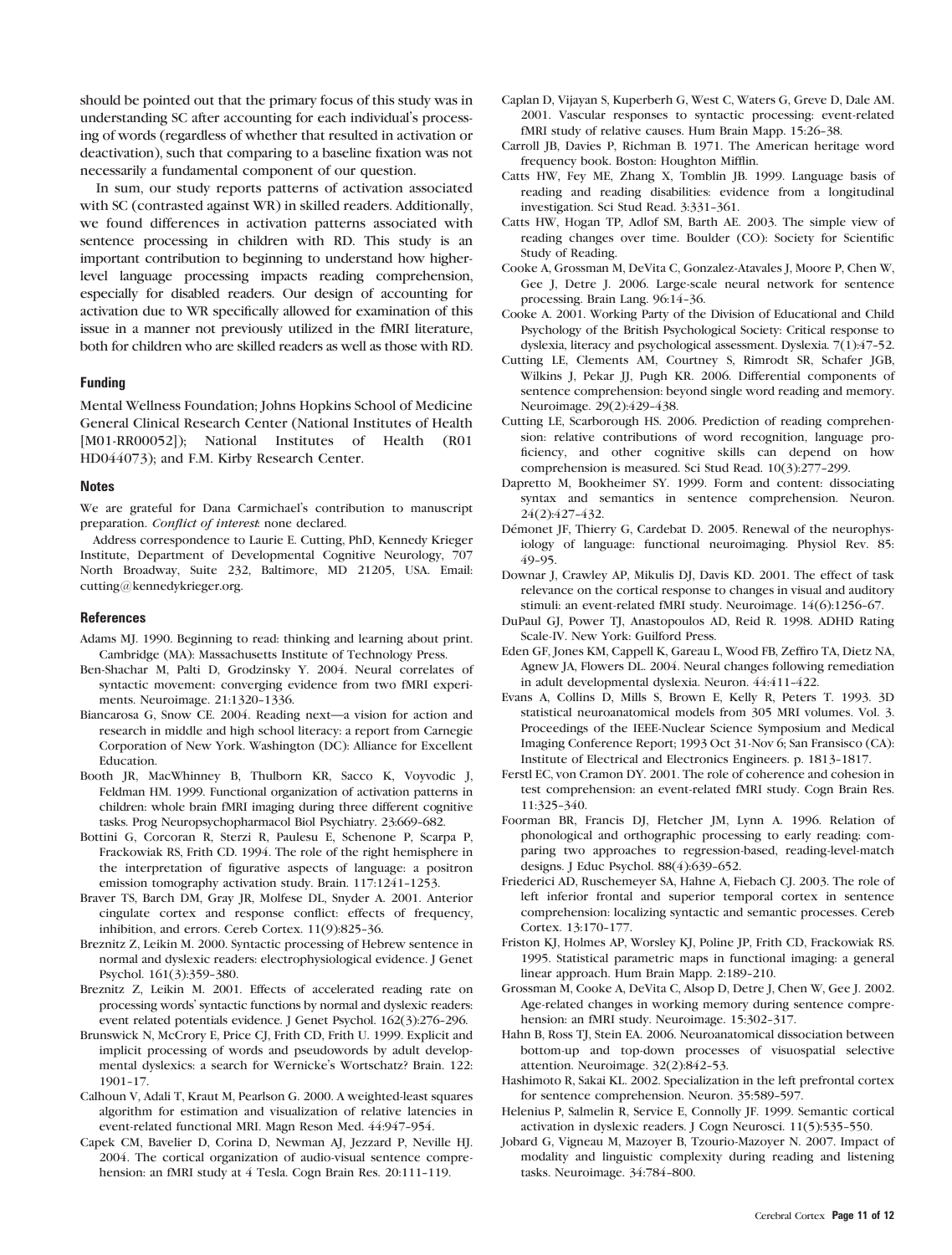should be pointed out that the primary focus of this study was in understanding SC after accounting for each individual's processing of words (regardless of whether that resulted in activation or deactivation), such that comparing to a baseline fixation was not necessarily a fundamental component of our question.

In sum, our study reports patterns of activation associated with SC (contrasted against WR) in skilled readers. Additionally, we found differences in activation patterns associated with sentence processing in children with RD. This study is an important contribution to beginning to understand how higher-level language processing impacts reading comprehension, especially for disabled readers. Our design of accounting for activation due to WR specifically allowed for examination of this issue in a manner not previously utilized in the fMRI literature, both for children who are skilled readers as well as those with RD.

## Funding

Mental Wellness Foundation; Johns Hopkins School of Medicine General Clinical Research Center (National Institutes of Health [M01-RR00052]); National Institutes of Health (R01 HD044073); and F.M. Kirby Research Center.

## Notes

We are grateful for Dana Carmichael's contribution to manuscript preparation. *Conflict of interest*: none declared.

Address correspondence to Laurie E. Cutting, PhD, Kennedy Krieger Institute, Department of Developmental Cognitive Neurology, 707 North Broadway, Suite 232, Baltimore, MD 21205, USA. Email: cutting@kennedykrieger.org.

## References

Adams MJ. 1990. Beginning to read: thinking and learning about print. Cambridge (MA): Massachusetts Institute of Technology Press.

Ben-Shachar M, Palti D, Grodzinsky Y. 2004. Neural correlates of syntactic movement: converging evidence from two fMRI experiments. Neuroimage. 21:1320–1336.

Biancarosa G, Snow CE. 2004. Reading next—a vision for action and research in middle and high school literacy: a report from Carnegie Corporation of New York. Washington (DC): Alliance for Excellent Education.

Booth JR, MacWhinney B, Thulborn KR, Sacco K, Voyvodic J, Feldman HM. 1999. Functional organization of activation patterns in children: whole brain fMRI imaging during three different cognitive tasks. Prog Neuropsychopharmacol Biol Psychiatry. 23:669–682.

Bottini G, Corcoran R, Sterzi R, Paulesu E, Schenone P, Scarpa P, Frackowiak RS, Frith CD. 1994. The role of the right hemisphere in the interpretation of figurative aspects of language: a positron emission tomography activation study. Brain. 117:1241–1253.

Braver TS, Barch DM, Gray JR, Molfese DL, Snyder A. 2001. Anterior cingulate cortex and response conflict: effects of frequency, inhibition, and errors. Cereb Cortex. 11(9):825–36.

Breznitz Z, Leikin M. 2000. Syntactic processing of Hebrew sentence in normal and dyslexic readers: electrophysiological evidence. J Genet Psychol. 161(3):359–380.

Breznitz Z, Leikin M. 2001. Effects of accelerated reading rate on processing words' syntactic functions by normal and dyslexic readers: event related potentials evidence. J Genet Psychol. 162(3):276–296.

Brunswick N, McCrory E, Price CJ, Frith CD, Frith U. 1999. Explicit and implicit processing of words and pseudowords by adult developmental dyslexics: a search for Wernicke's Wortschatz? Brain. 122: 1901–17.

Calhoun V, Adali T, Kraut M, Pearlson G. 2000. A weighted-least squares algorithm for estimation and visualization of relative latencies in event-related functional MRI. Magn Reson Med. 44:947–954.

Capek CM, Bavelier D, Corina D, Newman AJ, Jezzard P, Neville HJ. 2004. The cortical organization of audio-visual sentence comprehension: an fMRI study at 4 Tesla. Cogn Brain Res. 20:111–119.

Caplan D, Vijayan S, Kuperberh G, West C, Waters G, Greve D, Dale AM. 2001. Vascular responses to syntactic processing: event-related fMRI study of relative causes. Hum Brain Mapp. 15:26–38.

Carroll JB, Davies P, Richman B. 1971. The American heritage word frequency book. Boston: Houghton Mifflin.

Catts HW, Fey ME, Zhang X, Tomblin JB. 1999. Language basis of reading and reading disabilities: evidence from a longitudinal investigation. Sci Stud Read. 3:331–361.

Catts HW, Hogan TP, Adlof SM, Barth AE. 2003. The simple view of reading changes over time. Boulder (CO): Society for Scientific Study of Reading.

Cooke A, Grossman M, DeVita C, Gonzalez-Atavales J, Moore P, Chen W, Gee J, Detre J. 2006. Large-scale neural network for sentence processing. Brain Lang. 96:14–36.

Cooke A. 2001. Working Party of the Division of Educational and Child Psychology of the British Psychological Society: Critical response to dyslexia, literacy and psychological assessment. Dyslexia. 7(1):47–52.

Cutting LE, Clements AM, Courtney S, Rimrodt SR, Schafer JGB, Wilkins J, Pekar JJ, Pugh KR. 2006. Differential components of sentence comprehension: beyond single word reading and memory. Neuroimage. 29(2):429–438.

Cutting LE, Scarborough HS. 2006. Prediction of reading comprehension: relative contributions of word recognition, language proficiency, and other cognitive skills can depend on how comprehension is measured. Sci Stud Read. 10(3):277–299.

Dapretto M, Bookheimer SY. 1999. Form and content: dissociating syntax and semantics in sentence comprehension. Neuron. 24(2):427–432.

Démonet JF, Thierry G, Cardebat D. 2005. Renewal of the neurophysiology of language: functional neuroimaging. Physiol Rev. 85: 49–95.

Downar J, Crawley AP, Mikulis DJ, Davis KD. 2001. The effect of task relevance on the cortical response to changes in visual and auditory stimuli: an event-related fMRI study. Neuroimage. 14(6):1256–67.

DuPaul GJ, Power TJ, Anastopoulos AD, Reid R. 1998. ADHD Rating Scale-IV. New York: Guilford Press.

Eden GF, Jones KM, Cappell K, Gareau L, Wood FB, Zeffiro TA, Dietz NA, Agnew JA, Flowers DL. 2004. Neural changes following remediation in adult developmental dyslexia. Neuron. 44:411–422.

Evans A, Collins D, Mills S, Brown E, Kelly R, Peters T. 1993. 3D statistical neuroanatomical models from 305 MRI volumes. Vol. 3. Proceedings of the IEEE-Nuclear Science Symposium and Medical Imaging Conference Report; 1993 Oct 31-Nov 6; San Fransisco (CA): Institute of Electrical and Electronics Engineers. p. 1813–1817.

Ferstl EC, von Cramon DY. 2001. The role of coherence and cohesion in test comprehension: an event-related fMRI study. Cogn Brain Res. 11:325–340.

Foorman BR, Francis DJ, Fletcher JM, Lynn A. 1996. Relation of phonological and orthographic processing to early reading: comparing two approaches to regression-based, reading-level-match designs. J Educ Psychol. 88(4):639–652.

Friederici AD, Ruschemeyer SA, Hahne A, Fiebach CJ. 2003. The role of left inferior frontal and superior temporal cortex in sentence comprehension: localizing syntactic and semantic processes. Cereb Cortex. 13:170–177.

Friston KJ, Holmes AP, Worsley KJ, Poline JP, Frith CD, Frackowiak RS. 1995. Statistical parametric maps in functional imaging: a general linear approach. Hum Brain Mapp. 2:189–210.

Grossman M, Cooke A, DeVita C, Alsop D, Detre J, Chen W, Gee J. 2002. Age-related changes in working memory during sentence comprehension: an fMRI study. Neuroimage. 15:302–317.

Hahn B, Ross TJ, Stein EA. 2006. Neuroanatomical dissociation between bottom-up and top-down processes of visuospatial selective attention. Neuroimage. 32(2):842–53.

Hashimoto R, Sakai KL. 2002. Specialization in the left prefrontal cortex for sentence comprehension. Neuron. 35:589–597.

Helenius P, Salmelin R, Service E, Connolly JF. 1999. Semantic cortical activation in dyslexic readers. J Cogn Neurosci. 11(5):535–550.

Jobard G, Vigneau M, Mazoyer B, Tzourio-Mazoyer N. 2007. Impact of modality and linguistic complexity during reading and listening tasks. Neuroimage. 34:784–800.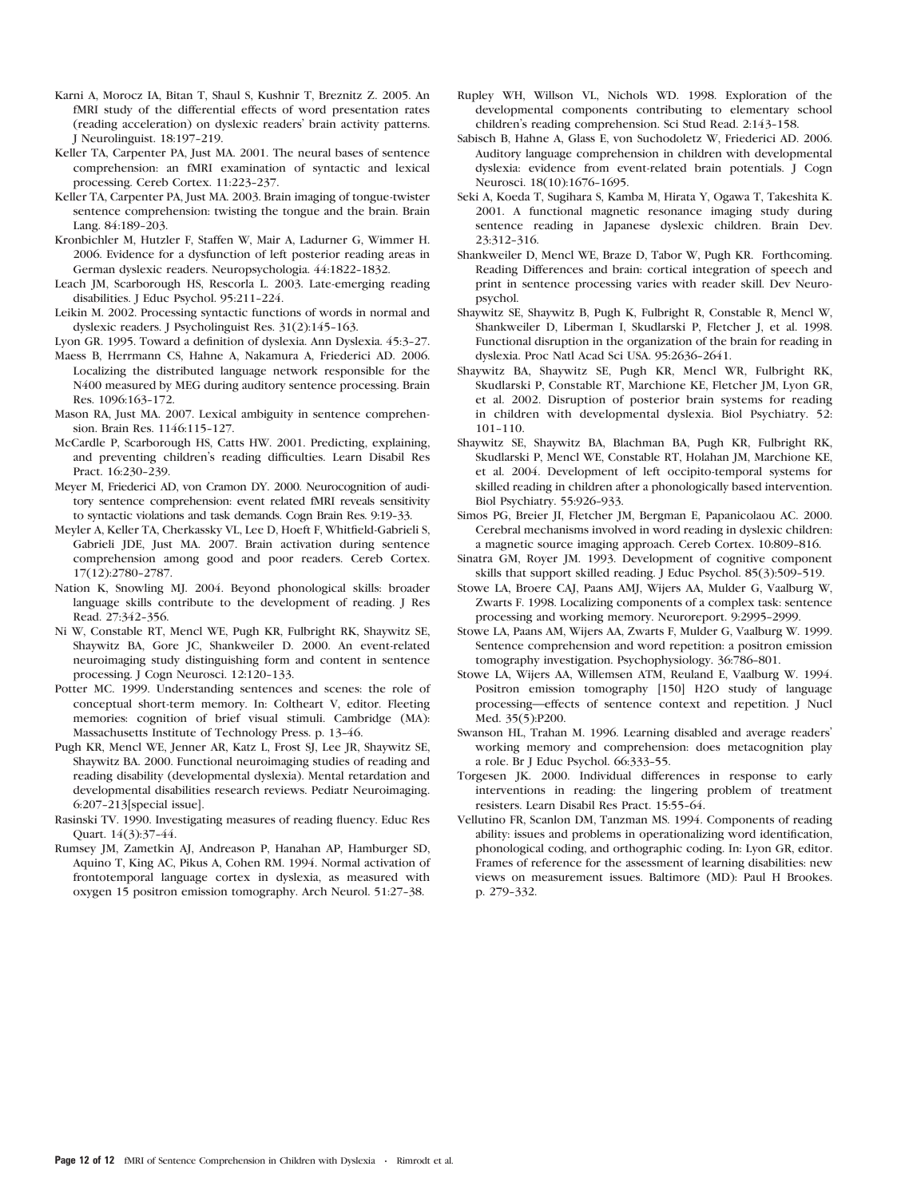Karni A, Morocz IA, Bitan T, Shaul S, Kushnir T, Breznitz Z. 2005. An fMRI study of the differential effects of word presentation rates (reading acceleration) on dyslexic readers' brain activity patterns. J Neurolinguist. 18:197–219.

Keller TA, Carpenter PA, Just MA. 2001. The neural bases of sentence comprehension: an fMRI examination of syntactic and lexical processing. Cereb Cortex. 11:223–237.

Keller TA, Carpenter PA, Just MA. 2003. Brain imaging of tongue-twister sentence comprehension: twisting the tongue and the brain. Brain Lang. 84:189–203.

Kronbichler M, Hutzler F, Staffen W, Mair A, Ladurner G, Wimmer H. 2006. Evidence for a dysfunction of left posterior reading areas in German dyslexic readers. Neuropsychologia. 44:1822–1832.

Leach JM, Scarborough HS, Rescorla L. 2003. Late-emerging reading disabilities. J Educ Psychol. 95:211–224.

Leikin M. 2002. Processing syntactic functions of words in normal and dyslexic readers. J Psycholinguist Res. 31(2):145–163.

Lyon GR. 1995. Toward a definition of dyslexia. Ann Dyslexia. 45:3–27.

Maess B, Herrmann CS, Hahne A, Nakamura A, Friederici AD. 2006. Localizing the distributed language network responsible for the N400 measured by MEG during auditory sentence processing. Brain Res. 1096:163–172.

Mason RA, Just MA. 2007. Lexical ambiguity in sentence comprehension. Brain Res. 1146:115–127.

McCardle P, Scarborough HS, Catts HW. 2001. Predicting, explaining, and preventing children's reading difficulties. Learn Disabil Res Pract. 16:230–239.

Meyer M, Friederici AD, von Cramon DY. 2000. Neurocognition of auditory sentence comprehension: event related fMRI reveals sensitivity to syntactic violations and task demands. Cogn Brain Res. 9:19–33.

Meyler A, Keller TA, Cherkassky VL, Lee D, Hoeft F, Whitfield-Gabrieli S, Gabrieli JDE, Just MA. 2007. Brain activation during sentence comprehension among good and poor readers. Cereb Cortex. 17(12):2780–2787.

Nation K, Snowling MJ. 2004. Beyond phonological skills: broader language skills contribute to the development of reading. J Res Read. 27:342–356.

Ni W, Constable RT, Mencl WE, Pugh KR, Fulbright RK, Shaywitz SE, Shaywitz BA, Gore JC, Shankweiler D. 2000. An event-related neuroimaging study distinguishing form and content in sentence processing. J Cogn Neurosci. 12:120–133.

Potter MC. 1999. Understanding sentences and scenes: the role of conceptual short-term memory. In: Coltheart V, editor. Fleeting memories: cognition of brief visual stimuli. Cambridge (MA): Massachusetts Institute of Technology Press. p. 13–46.

Pugh KR, Mencl WE, Jenner AR, Katz L, Frost SJ, Lee JR, Shaywitz SE, Shaywitz BA. 2000. Functional neuroimaging studies of reading and reading disability (developmental dyslexia). Mental retardation and developmental disabilities research reviews. Pediatr Neuroimaging. 6:207–213[special issue].

Rasinski TV. 1990. Investigating measures of reading fluency. Educ Res Quart. 14(3):37–44.

Rumsey JM, Zametkin AJ, Andreason P, Hanahan AP, Hamburger SD, Aquino T, King AC, Pikus A, Cohen RM. 1994. Normal activation of frontotemporal language cortex in dyslexia, as measured with oxygen 15 positron emission tomography. Arch Neurol. 51:27–38.

Rupley WH, Willson VL, Nichols WD. 1998. Exploration of the developmental components contributing to elementary school children's reading comprehension. Sci Stud Read. 2:143–158.

Sabisch B, Hahne A, Glass E, von Suchodoletz W, Friederici AD. 2006. Auditory language comprehension in children with developmental dyslexia: evidence from event-related brain potentials. J Cogn Neurosci. 18(10):1676–1695.

Seki A, Koeda T, Sugihara S, Kamba M, Hirata Y, Ogawa T, Takeshita K. 2001. A functional magnetic resonance imaging study during sentence reading in Japanese dyslexic children. Brain Dev. 23:312–316.

Shankweiler D, Mencl WE, Braze D, Tabor W, Pugh KR. Forthcoming. Reading Differences and brain: cortical integration of speech and print in sentence processing varies with reader skill. Dev Neuropsychol.

Shaywitz SE, Shaywitz B, Pugh K, Fulbright R, Constable R, Mencl W, Shankweiler D, Liberman I, Skudlarski P, Fletcher J, et al. 1998. Functional disruption in the organization of the brain for reading in dyslexia. Proc Natl Acad Sci USA. 95:2636–2641.

Shaywitz BA, Shaywitz SE, Pugh KR, Mencl WR, Fulbright RK, Skudlarski P, Constable RT, Marchione KE, Fletcher JM, Lyon GR, et al. 2002. Disruption of posterior brain systems for reading in children with developmental dyslexia. Biol Psychiatry. 52: 101–110.

Shaywitz SE, Shaywitz BA, Blachman BA, Pugh KR, Fulbright RK, Skudlarski P, Mencl WE, Constable RT, Holahan JM, Marchione KE, et al. 2004. Development of left occipito-temporal systems for skilled reading in children after a phonologically based intervention. Biol Psychiatry. 55:926–933.

Simos PG, Breier JI, Fletcher JM, Bergman E, Papanicolaou AC. 2000. Cerebral mechanisms involved in word reading in dyslexic children: a magnetic source imaging approach. Cereb Cortex. 10:809–816.

Sinatra GM, Royer JM. 1993. Development of cognitive component skills that support skilled reading. J Educ Psychol. 85(3):509–519.

Stowe LA, Broere CAJ, Paans AMJ, Wijers AA, Mulder G, Vaalburg W, Zwarts F. 1998. Localizing components of a complex task: sentence processing and working memory. Neuroreport. 9:2995–2999.

Stowe LA, Paans AM, Wijers AA, Zwarts F, Mulder G, Vaalburg W. 1999. Sentence comprehension and word repetition: a positron emission tomography investigation. Psychophysiology. 36:786–801.

Stowe LA, Wijers AA, Willemsen ATM, Reuland E, Vaalburg W. 1994. Positron emission tomography [150] H2O study of language processing—effects of sentence context and repetition. J Nucl Med. 35(5):P200.

Swanson HL, Trahan M. 1996. Learning disabled and average readers' working memory and comprehension: does metacognition play a role. Br J Educ Psychol. 66:333–55.

Torgesen JK. 2000. Individual differences in response to early interventions in reading: the lingering problem of treatment resisters. Learn Disabil Res Pract. 15:55–64.

Vellutino FR, Scanlon DM, Tanzman MS. 1994. Components of reading ability: issues and problems in operationalizing word identification, phonological coding, and orthographic coding. In: Lyon GR, editor. Frames of reference for the assessment of learning disabilities: new views on measurement issues. Baltimore (MD): Paul H Brookes. p. 279–332.